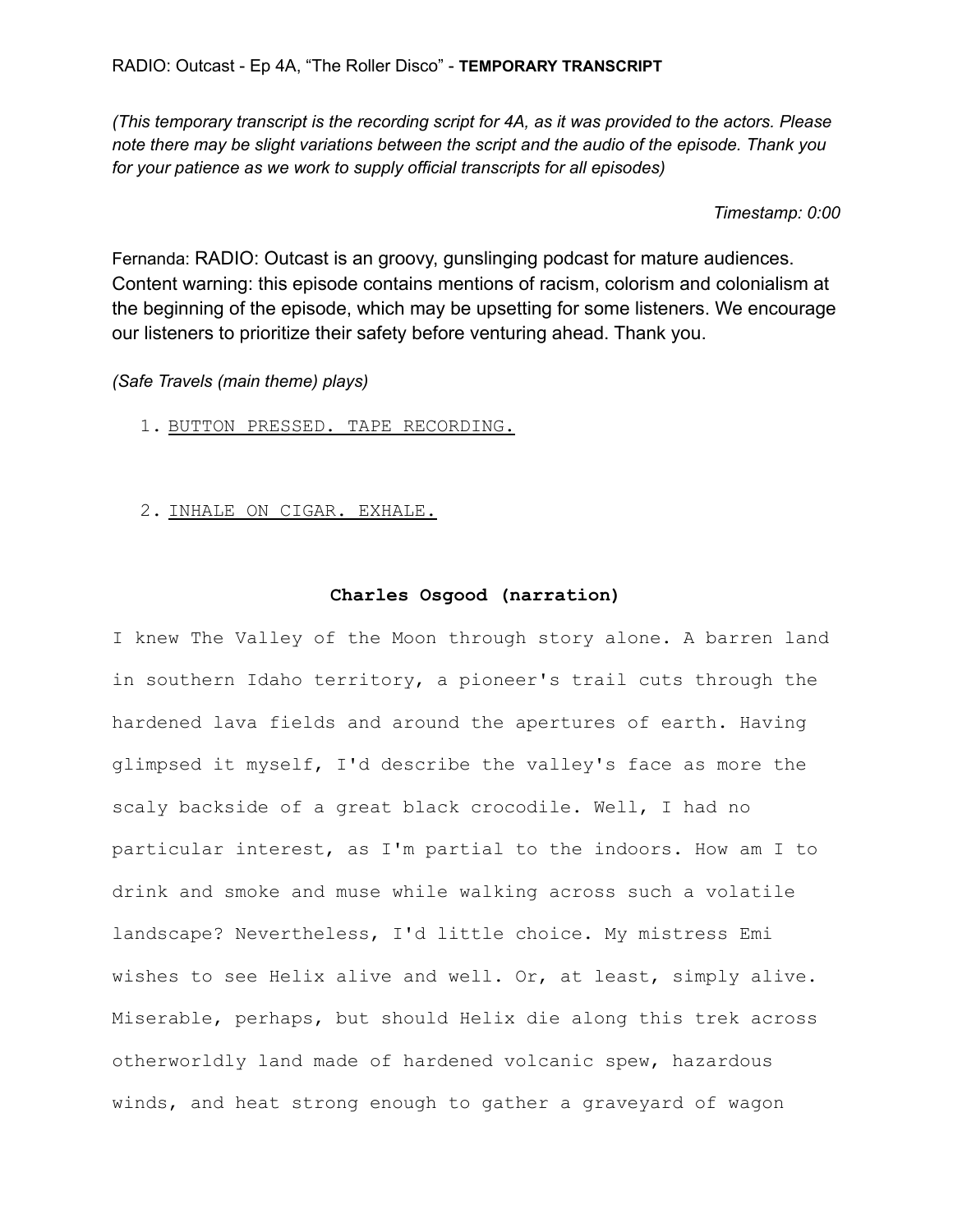RADIO: Outcast - Ep 4A, “The Roller Disco” - **TEMPORARY TRANSCRIPT**

*(This temporary transcript is the recording script for 4A, as it was provided to the actors. Please note there may be slight variations between the script and the audio of the episode. Thank you for your patience as we work to supply official transcripts for all episodes)*

*Timestamp: 0:00*

Fernanda: RADIO: Outcast is an groovy, gunslinging podcast for mature audiences. Content warning: this episode contains mentions of racism, colorism and colonialism at the beginning of the episode, which may be upsetting for some listeners. We encourage our listeners to prioritize their safety before venturing ahead. Thank you.

*(Safe Travels (main theme) plays)*

1. BUTTON PRESSED. TAPE RECORDING.

2. INHALE ON CIGAR. EXHALE.

**Charles Osgood (narration)**

I knew The Valley of the Moon through story alone. A barren land in southern Idaho territory, a pioneer's trail cuts through the hardened lava fields and around the apertures of earth. Having glimpsed it myself, I'd describe the valley's face as more the scaly backside of a great black crocodile. Well, I had no particular interest, as I'm partial to the indoors. How am I to drink and smoke and muse while walking across such a volatile landscape? Nevertheless, I'd little choice. My mistress Emi wishes to see Helix alive and well. Or, at least, simply alive. Miserable, perhaps, but should Helix die along this trek across otherworldly land made of hardened volcanic spew, hazardous winds, and heat strong enough to gather a graveyard of wagon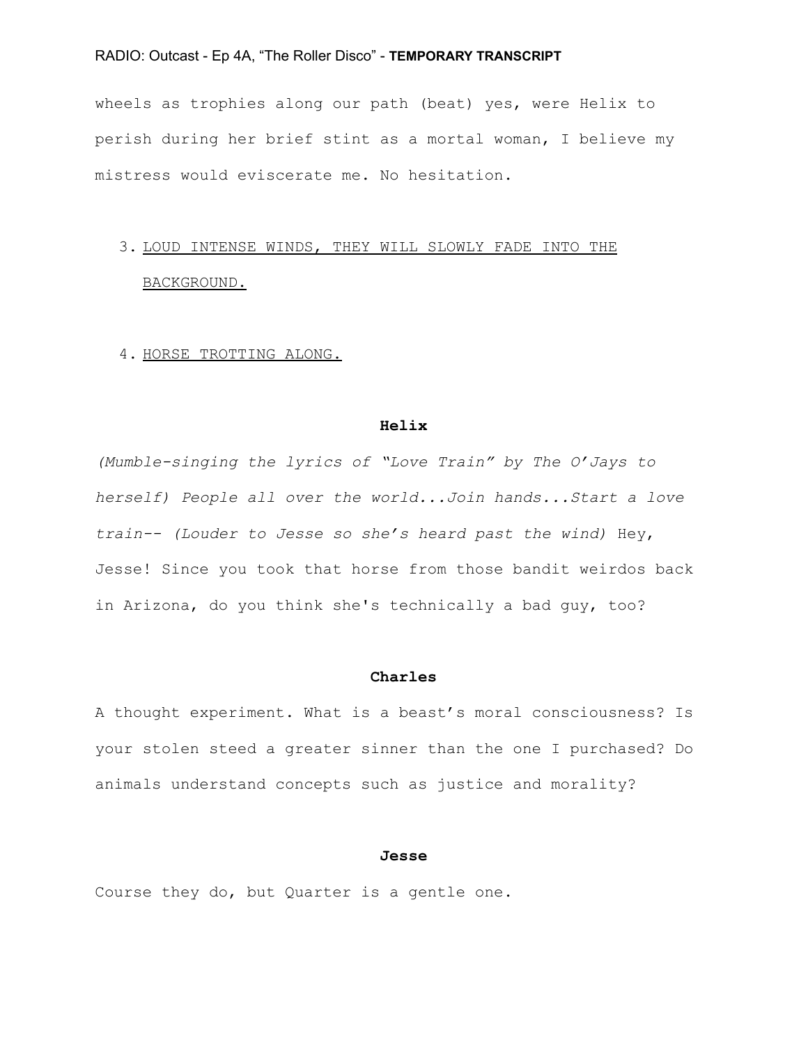wheels as trophies along our path (beat) yes, were Helix to perish during her brief stint as a mortal woman, I believe my mistress would eviscerate me. No hesitation.

3. <u>LOUD INTENSE WINDS, THEY WILL SLOWLY FADE INTO THE BACKGROUND.</u>

4. <u>HORSE TROTTING ALONG.</u>

**Helix**

*(Mumble-singing the lyrics of "Love Train" by The O'Jays to herself) People all over the world...Join hands...Start a love train-- (Louder to Jesse so she's heard past the wind)* Hey, Jesse! Since you took that horse from those bandit weirdos back in Arizona, do you think she's technically a bad guy, too?

**Charles**

A thought experiment. What is a beast's moral consciousness? Is your stolen steed a greater sinner than the one I purchased? Do animals understand concepts such as justice and morality?

**Jesse**

Course they do, but Quarter is a gentle one.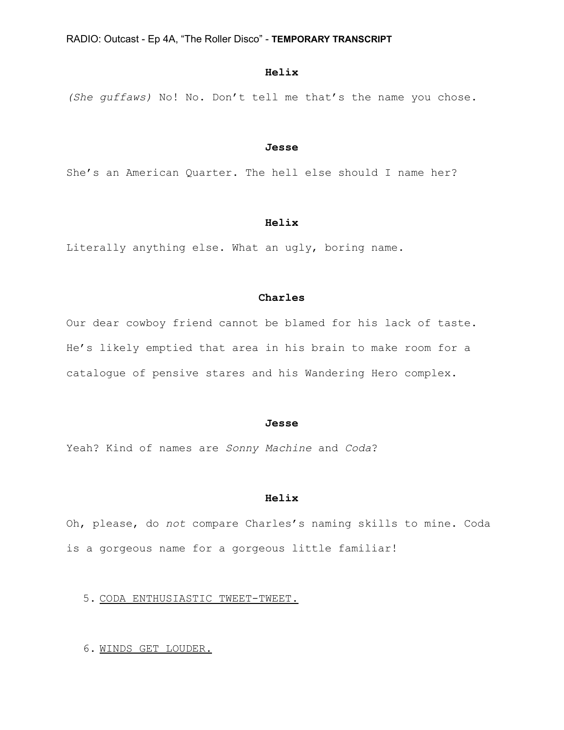**Helix**

*(She guffaws)* No! No. Don't tell me that's the name you chose.

**Jesse**

She's an American Quarter. The hell else should I name her?

**Helix**

Literally anything else. What an ugly, boring name.

**Charles**

Our dear cowboy friend cannot be blamed for his lack of taste. He's likely emptied that area in his brain to make room for a catalogue of pensive stares and his Wandering Hero complex.

**Jesse**

Yeah? Kind of names are *Sonny Machine* and *Coda*?

**Helix**

Oh, please, do *not* compare Charles's naming skills to mine. Coda is a gorgeous name for a gorgeous little familiar!

5. <u>CODA ENTHUSIASTIC TWEET-TWEET.</u>

6. <u>WINDS GET LOUDER.</u>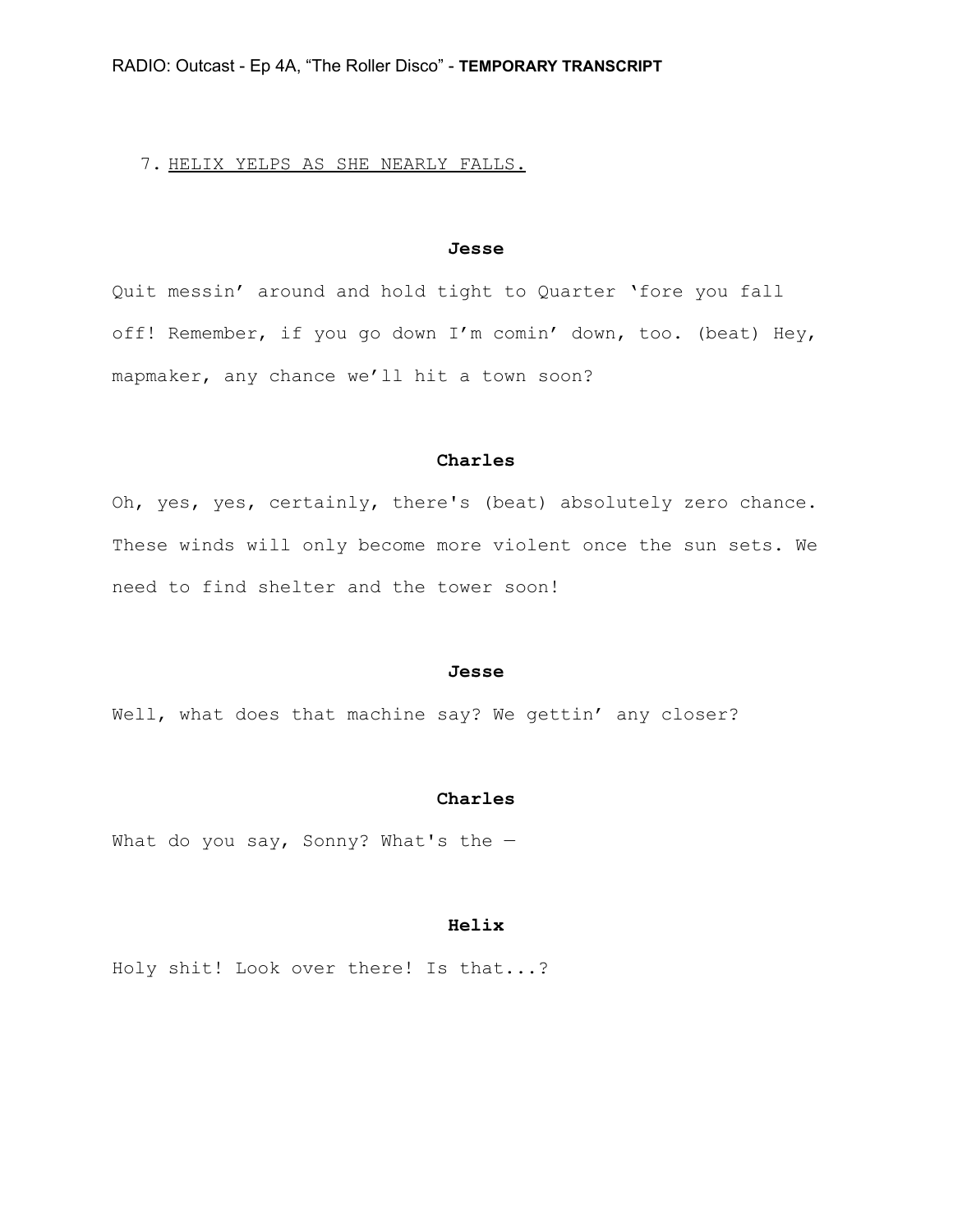7. <u>HELIX YELPS AS SHE NEARLY FALLS.</u>

**Jesse**

Quit messin' around and hold tight to Quarter 'fore you fall off! Remember, if you go down I'm comin' down, too. (beat) Hey, mapmaker, any chance we'll hit a town soon?

**Charles**

Oh, yes, yes, certainly, there's (beat) absolutely zero chance. These winds will only become more violent once the sun sets. We need to find shelter and the tower soon!

**Jesse**

Well, what does that machine say? We gettin' any closer?

**Charles**

What do you say, Sonny? What's the —

**Helix**

Holy shit! Look over there! Is that...?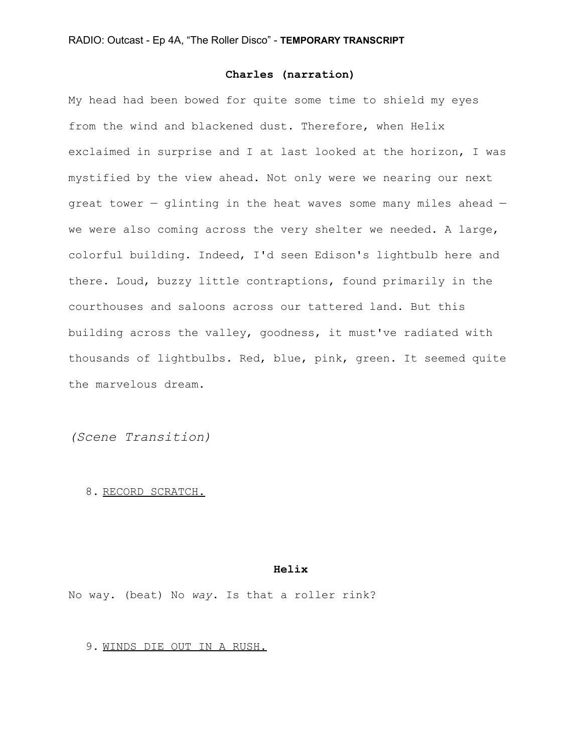**Charles (narration)**

My head had been bowed for quite some time to shield my eyes from the wind and blackened dust. Therefore, when Helix exclaimed in surprise and I at last looked at the horizon, I was mystified by the view ahead. Not only were we nearing our next great tower — glinting in the heat waves some many miles ahead — we were also coming across the very shelter we needed. A large, colorful building. Indeed, I'd seen Edison's lightbulb here and there. Loud, buzzy little contraptions, found primarily in the courthouses and saloons across our tattered land. But this building across the valley, goodness, it must've radiated with thousands of lightbulbs. Red, blue, pink, green. It seemed quite the marvelous dream.

*(Scene Transition)*

8. <u>RECORD SCRATCH.</u>

**Helix**

No way. (beat) No *way*. Is that a roller rink?

9. <u>WINDS DIE OUT IN A RUSH.</u>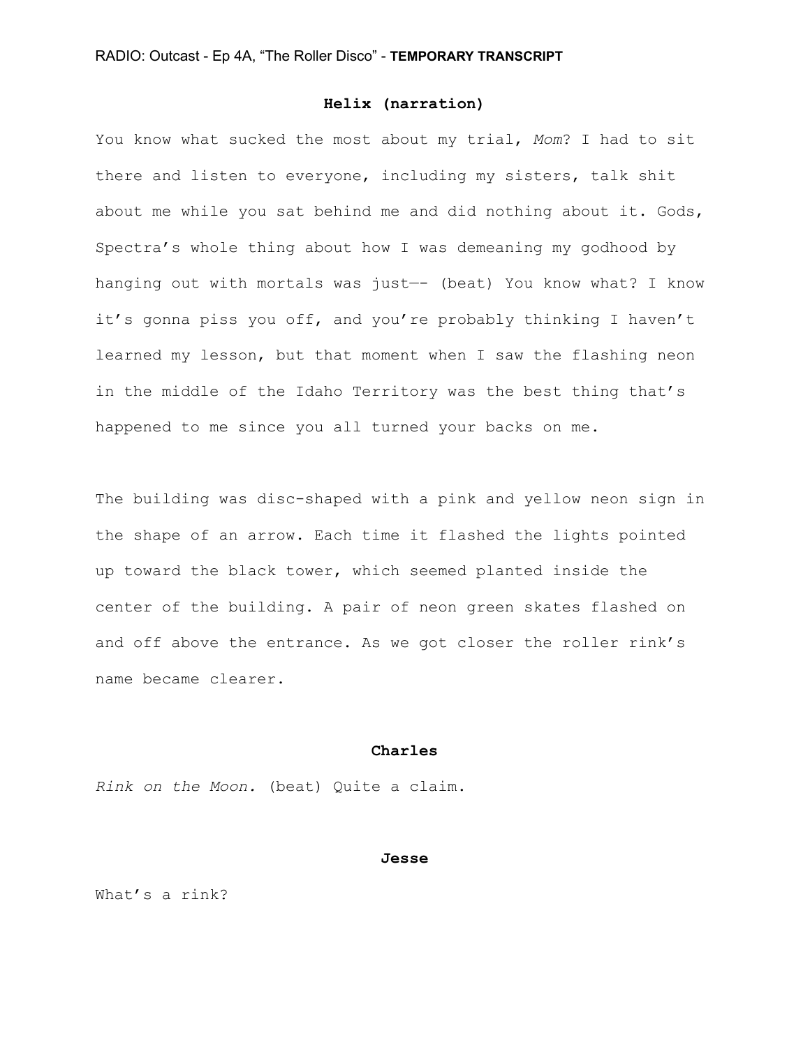**Helix (narration)**

You know what sucked the most about my trial, *Mom*? I had to sit there and listen to everyone, including my sisters, talk shit about me while you sat behind me and did nothing about it. Gods, Spectra's whole thing about how I was demeaning my godhood by hanging out with mortals was just—- (beat) You know what? I know it's gonna piss you off, and you're probably thinking I haven't learned my lesson, but that moment when I saw the flashing neon in the middle of the Idaho Territory was the best thing that's happened to me since you all turned your backs on me.

The building was disc-shaped with a pink and yellow neon sign in the shape of an arrow. Each time it flashed the lights pointed up toward the black tower, which seemed planted inside the center of the building. A pair of neon green skates flashed on and off above the entrance. As we got closer the roller rink's name became clearer.

**Charles**

*Rink on the Moon.* (beat) Quite a claim.

**Jesse**

What's a rink?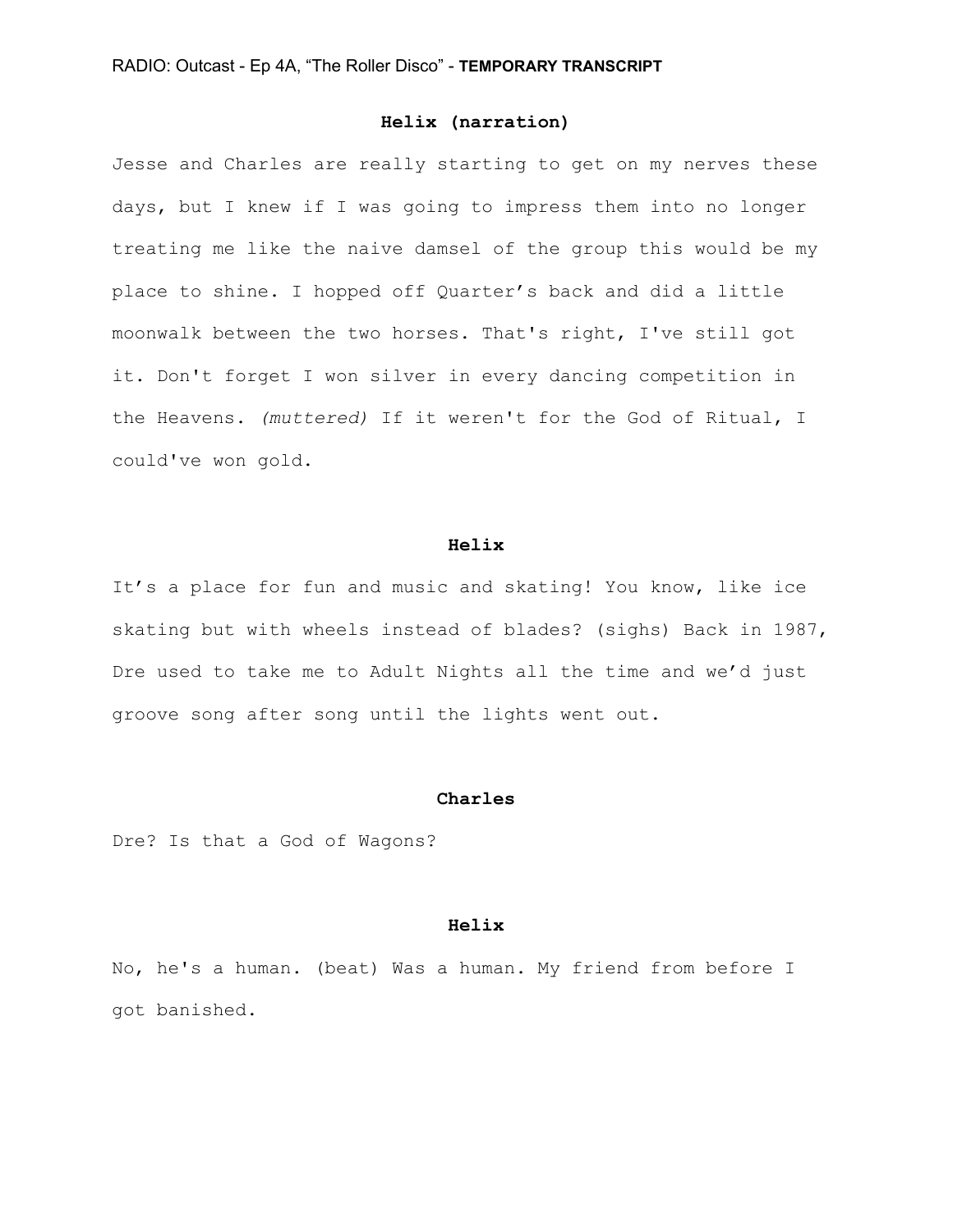**Helix (narration)**

Jesse and Charles are really starting to get on my nerves these days, but I knew if I was going to impress them into no longer treating me like the naive damsel of the group this would be my place to shine. I hopped off Quarter's back and did a little moonwalk between the two horses. That's right, I've still got it. Don't forget I won silver in every dancing competition in the Heavens. *(muttered)* If it weren't for the God of Ritual, I could've won gold.

**Helix**

It's a place for fun and music and skating! You know, like ice skating but with wheels instead of blades? (sighs) Back in 1987, Dre used to take me to Adult Nights all the time and we'd just groove song after song until the lights went out.

**Charles**

Dre? Is that a God of Wagons?

**Helix**

No, he's a human. (beat) Was a human. My friend from before I got banished.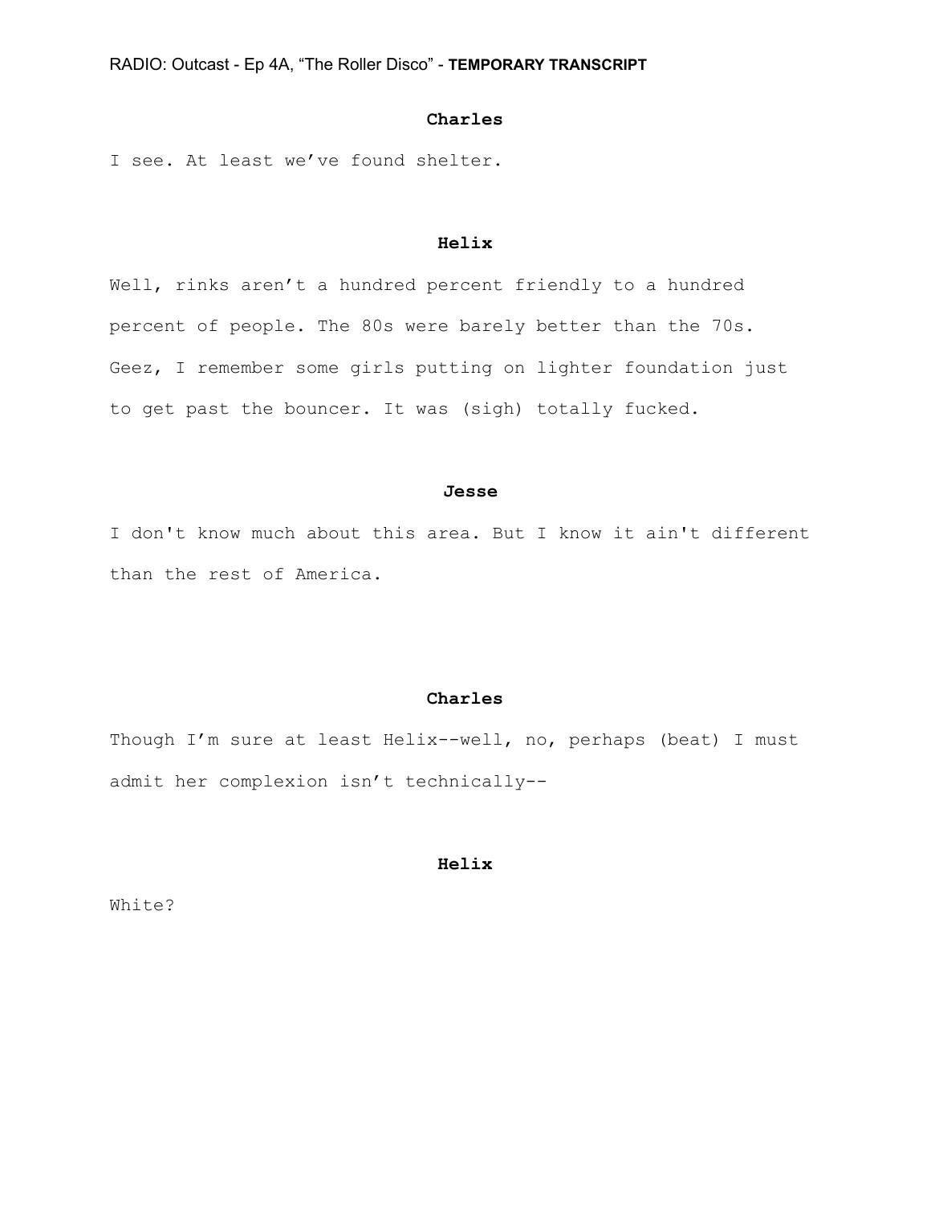**Charles**

I see. At least we've found shelter.

**Helix**

Well, rinks aren't a hundred percent friendly to a hundred percent of people. The 80s were barely better than the 70s. Geez, I remember some girls putting on lighter foundation just to get past the bouncer. It was (sigh) totally fucked.

**Jesse**

I don't know much about this area. But I know it ain't different than the rest of America.

**Charles**

Though I'm sure at least Helix--well, no, perhaps (beat) I must admit her complexion isn't technically--

**Helix**

White?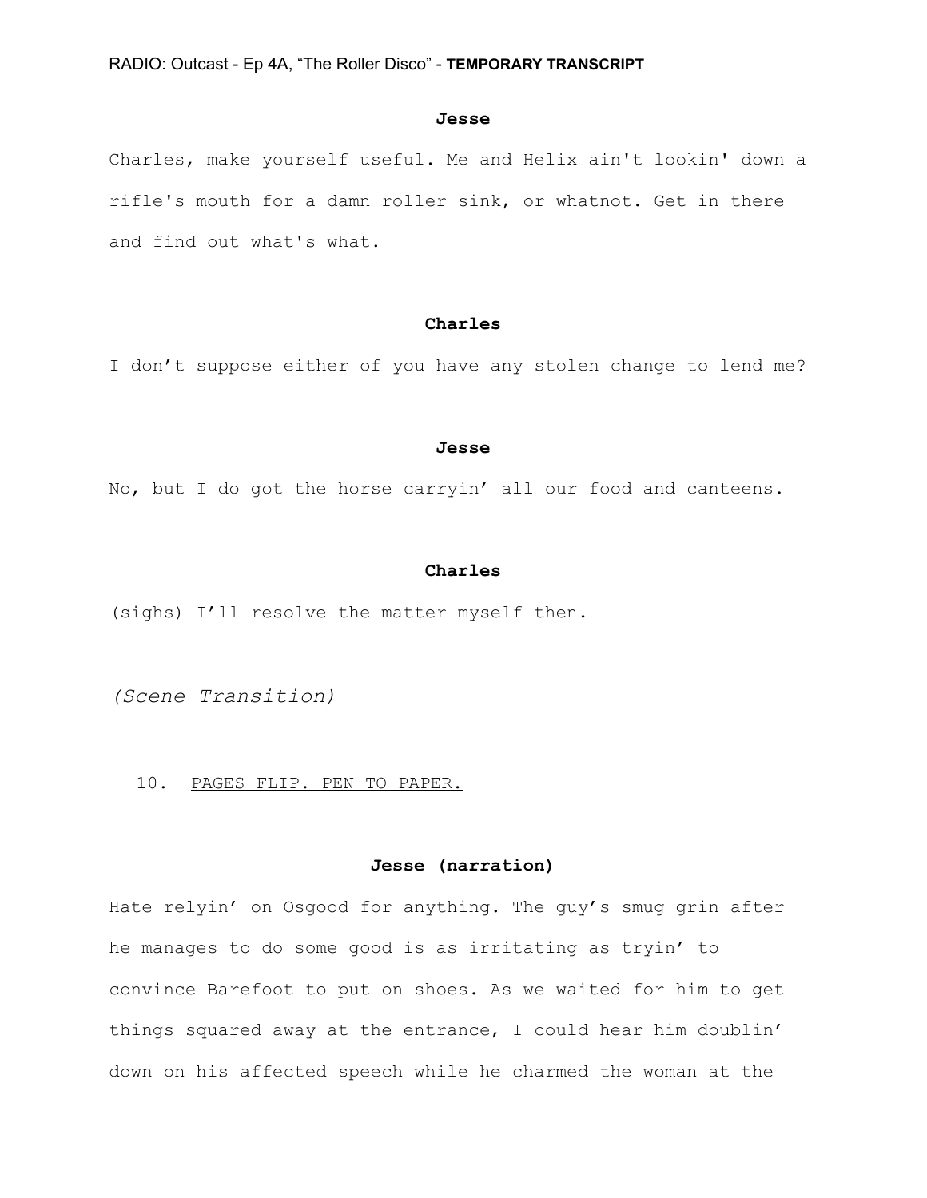**Jesse**

Charles, make yourself useful. Me and Helix ain't lookin' down a rifle's mouth for a damn roller sink, or whatnot. Get in there and find out what's what.

**Charles**

I don't suppose either of you have any stolen change to lend me?

**Jesse**

No, but I do got the horse carryin' all our food and canteens.

**Charles**

(sighs) I'll resolve the matter myself then.

*(Scene Transition)*

10. PAGES FLIP. PEN TO PAPER.

**Jesse (narration)**

Hate relyin' on Osgood for anything. The guy's smug grin after he manages to do some good is as irritating as tryin' to convince Barefoot to put on shoes. As we waited for him to get things squared away at the entrance, I could hear him doublin' down on his affected speech while he charmed the woman at the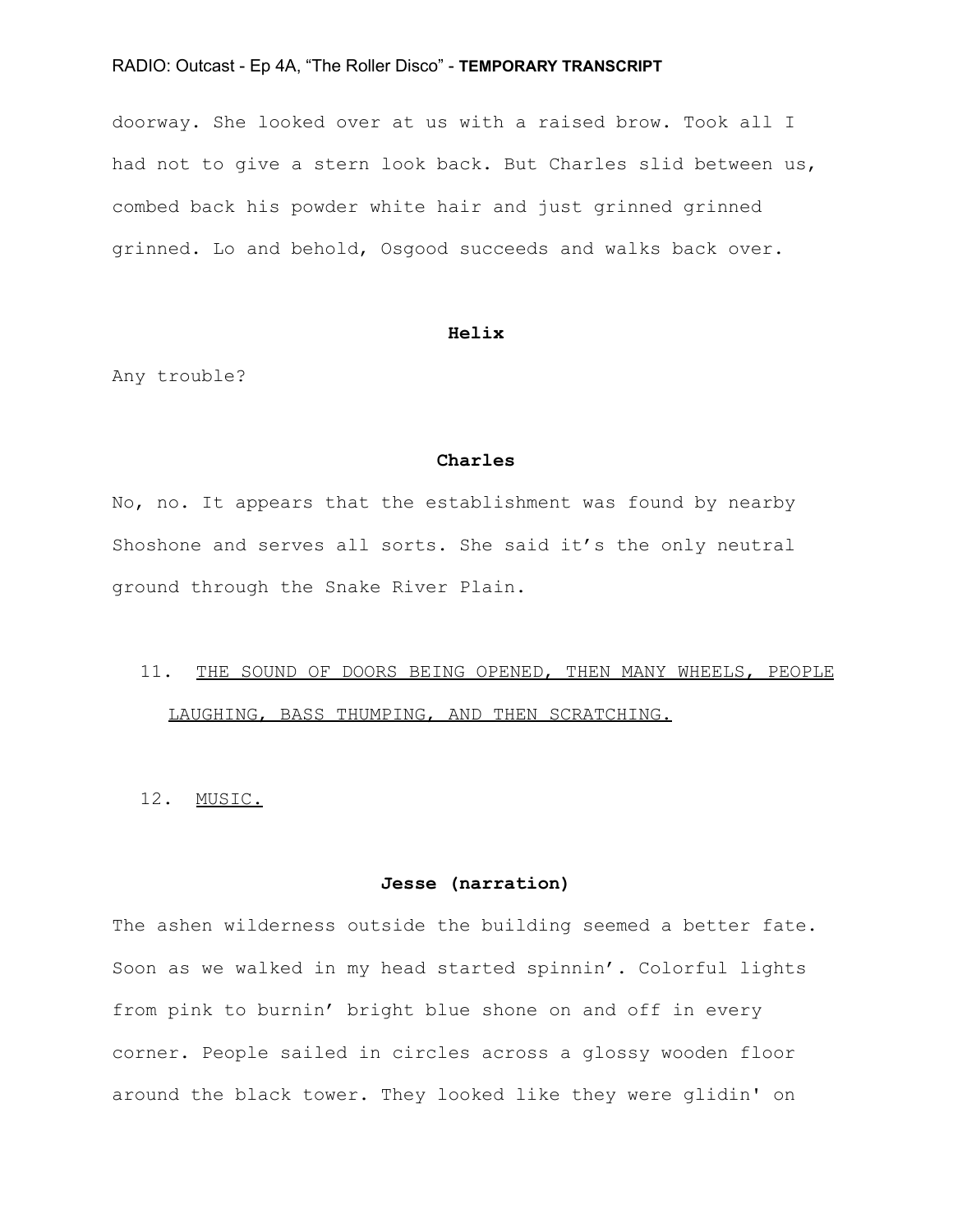doorway. She looked over at us with a raised brow. Took all I had not to give a stern look back. But Charles slid between us, combed back his powder white hair and just grinned grinned grinned. Lo and behold, Osgood succeeds and walks back over.

**Helix**

Any trouble?

**Charles**

No, no. It appears that the establishment was found by nearby Shoshone and serves all sorts. She said it's the only neutral ground through the Snake River Plain.

11. <u>THE SOUND OF DOORS BEING OPENED, THEN MANY WHEELS, PEOPLE LAUGHING, BASS THUMPING, AND THEN SCRATCHING.</u>

12. <u>MUSIC.</u>

**Jesse (narration)**

The ashen wilderness outside the building seemed a better fate. Soon as we walked in my head started spinnin'. Colorful lights from pink to burnin' bright blue shone on and off in every corner. People sailed in circles across a glossy wooden floor around the black tower. They looked like they were glidin' on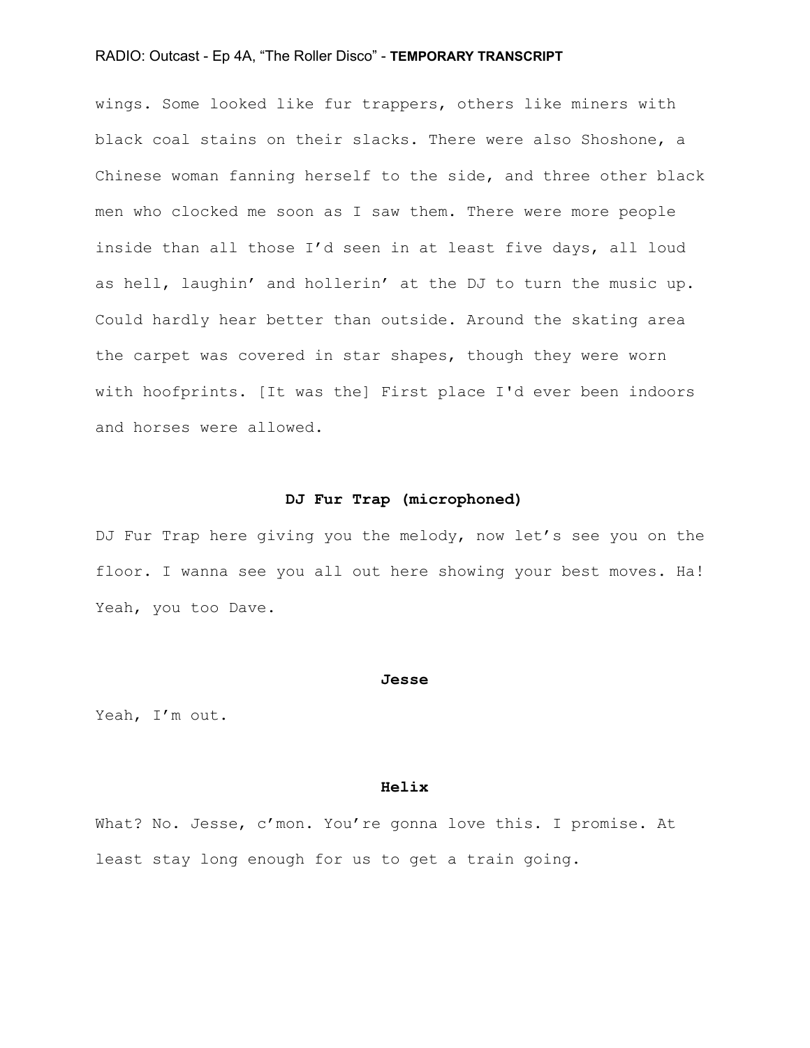wings. Some looked like fur trappers, others like miners with black coal stains on their slacks. There were also Shoshone, a Chinese woman fanning herself to the side, and three other black men who clocked me soon as I saw them. There were more people inside than all those I'd seen in at least five days, all loud as hell, laughin' and hollerin' at the DJ to turn the music up. Could hardly hear better than outside. Around the skating area the carpet was covered in star shapes, though they were worn with hoofprints. [It was the] First place I'd ever been indoors and horses were allowed.

**DJ Fur Trap (microphoned)**

DJ Fur Trap here giving you the melody, now let's see you on the floor. I wanna see you all out here showing your best moves. Ha! Yeah, you too Dave.

**Jesse**

Yeah, I'm out.

**Helix**

What? No. Jesse, c'mon. You're gonna love this. I promise. At least stay long enough for us to get a train going.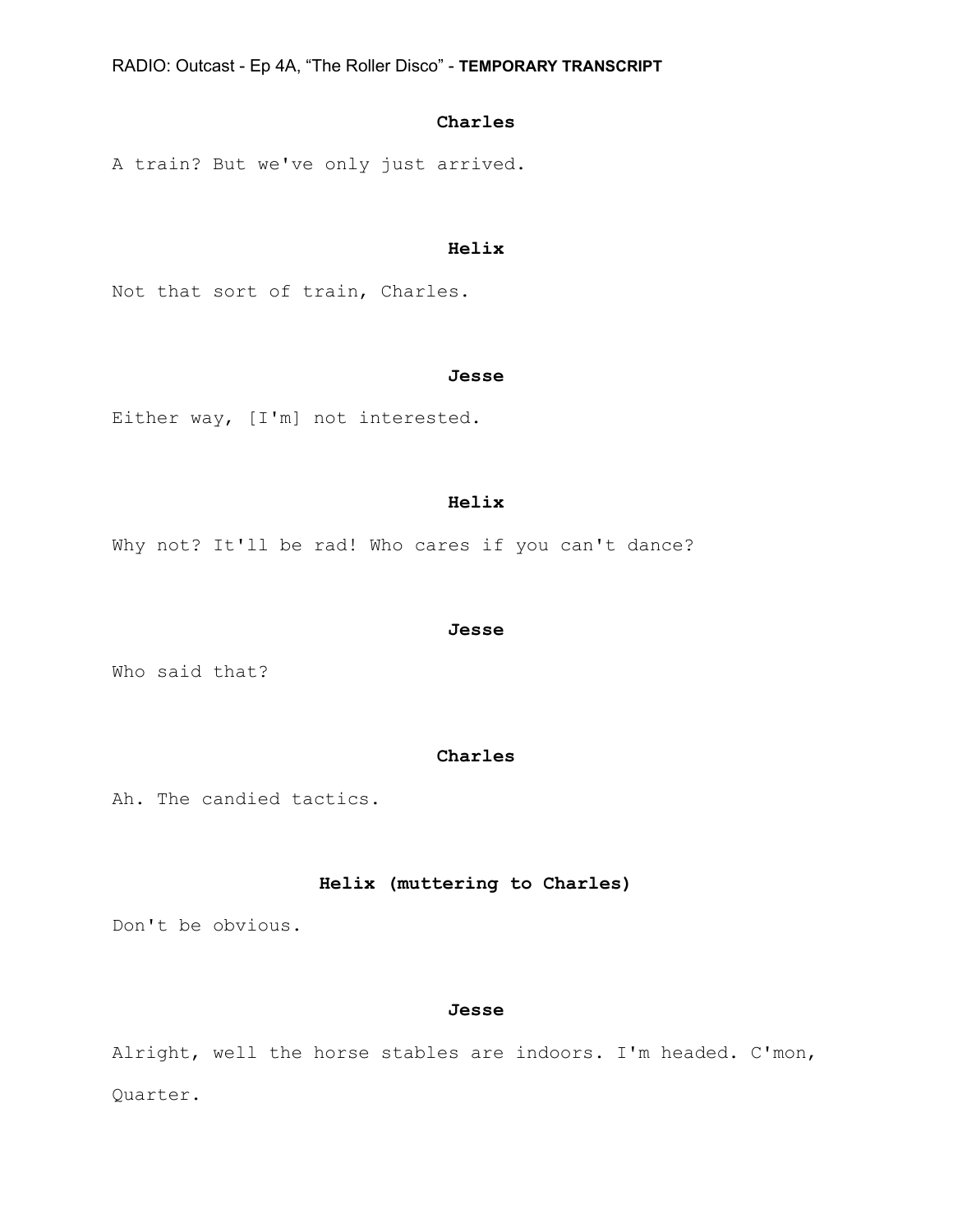**Charles**

A train? But we've only just arrived.

**Helix**

Not that sort of train, Charles.

**Jesse**

Either way, [I'm] not interested.

**Helix**

Why not? It'll be rad! Who cares if you can't dance?

**Jesse**

Who said that?

**Charles**

Ah. The candied tactics.

**Helix (muttering to Charles)**

Don't be obvious.

**Jesse**

Alright, well the horse stables are indoors. I'm headed. C'mon, Quarter.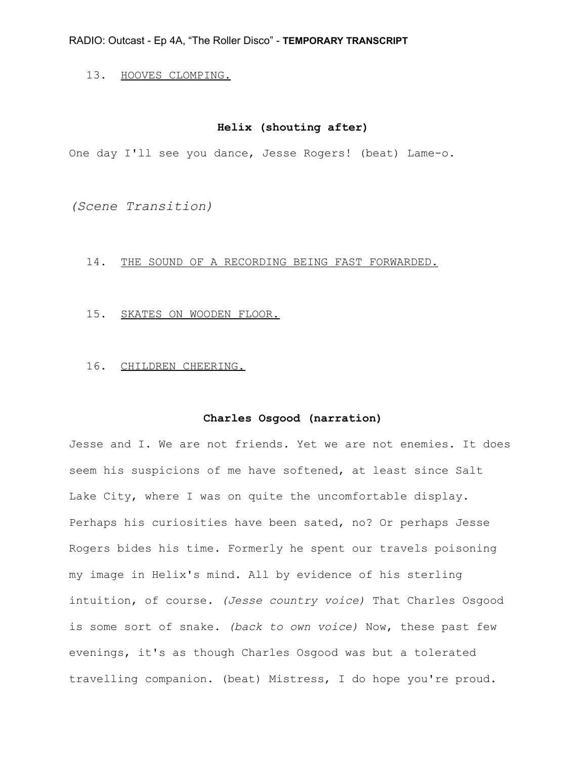13. <u>HOOVES CLOMPING.</u>

**Helix (shouting after)**

One day I'll see you dance, Jesse Rogers! (beat) Lame-o.

*(Scene Transition)*

14. <u>THE SOUND OF A RECORDING BEING FAST FORWARDED.</u>

15. <u>SKATES ON WOODEN FLOOR.</u>

16. <u>CHILDREN CHEERING.</u>

**Charles Osgood (narration)**

Jesse and I. We are not friends. Yet we are not enemies. It does seem his suspicions of me have softened, at least since Salt Lake City, where I was on quite the uncomfortable display. Perhaps his curiosities have been sated, no? Or perhaps Jesse Rogers bides his time. Formerly he spent our travels poisoning my image in Helix's mind. All by evidence of his sterling intuition, of course. *(Jesse country voice)* That Charles Osgood is some sort of snake. *(back to own voice)* Now, these past few evenings, it's as though Charles Osgood was but a tolerated travelling companion. (beat) Mistress, I do hope you're proud.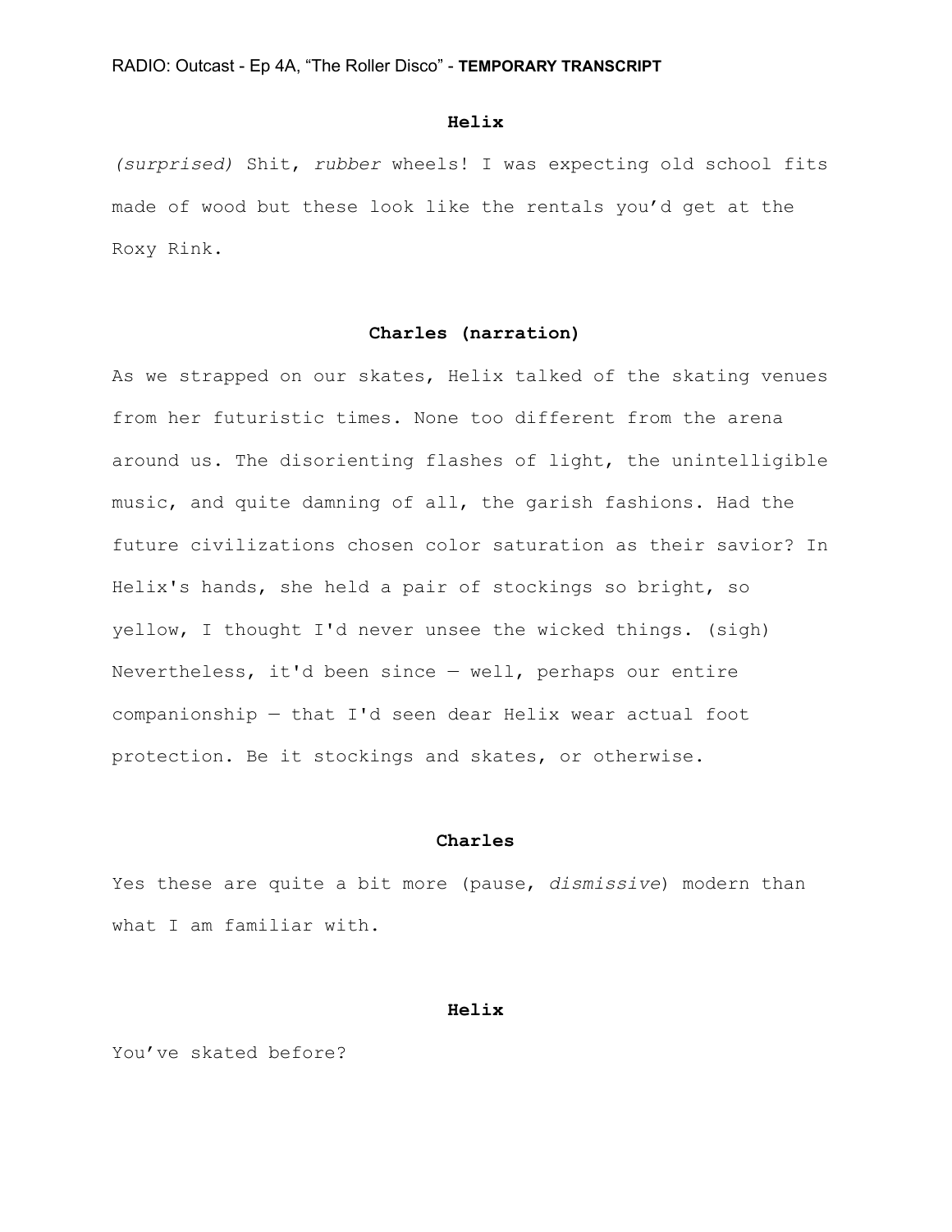**Helix**

*(surprised)* Shit, *rubber* wheels! I was expecting old school fits made of wood but these look like the rentals you'd get at the Roxy Rink.

**Charles (narration)**

As we strapped on our skates, Helix talked of the skating venues from her futuristic times. None too different from the arena around us. The disorienting flashes of light, the unintelligible music, and quite damning of all, the garish fashions. Had the future civilizations chosen color saturation as their savior? In Helix's hands, she held a pair of stockings so bright, so yellow, I thought I'd never unsee the wicked things. (sigh) Nevertheless, it'd been since — well, perhaps our entire companionship — that I'd seen dear Helix wear actual foot protection. Be it stockings and skates, or otherwise.

**Charles**

Yes these are quite a bit more (pause, *dismissive*) modern than what I am familiar with.

**Helix**

You've skated before?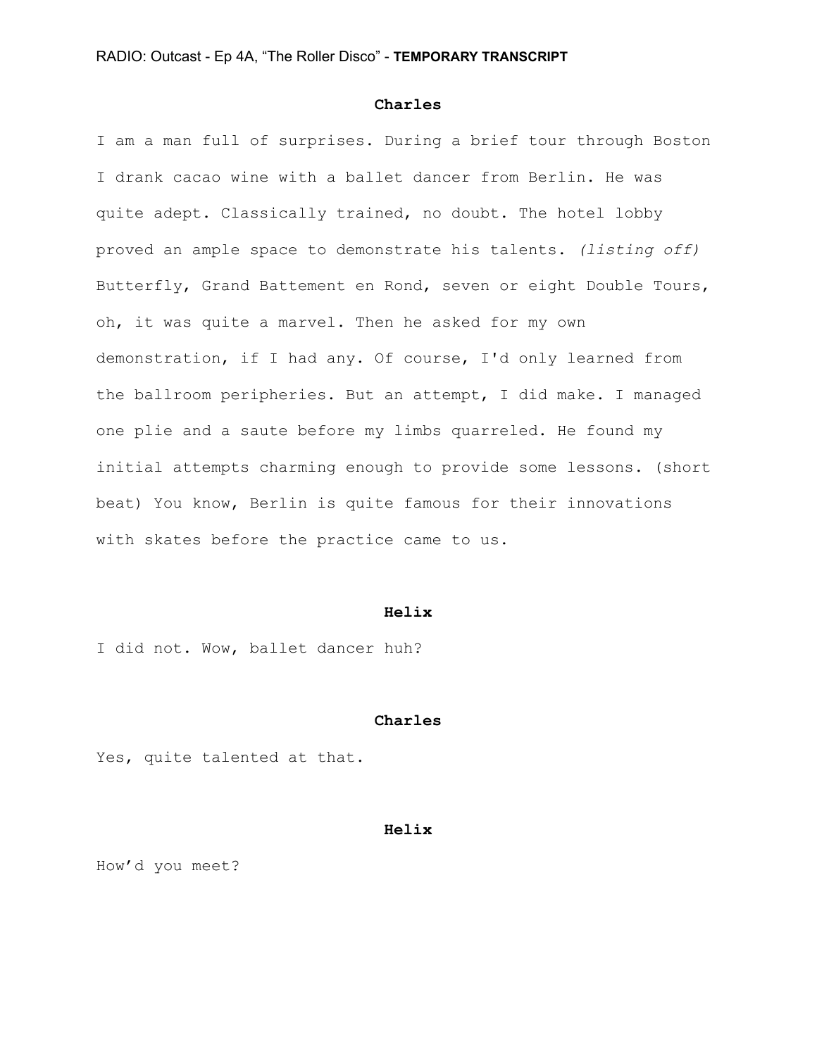**Charles**

I am a man full of surprises. During a brief tour through Boston I drank cacao wine with a ballet dancer from Berlin. He was quite adept. Classically trained, no doubt. The hotel lobby proved an ample space to demonstrate his talents. *(listing off)* Butterfly, Grand Battement en Rond, seven or eight Double Tours, oh, it was quite a marvel. Then he asked for my own demonstration, if I had any. Of course, I'd only learned from the ballroom peripheries. But an attempt, I did make. I managed one plie and a saute before my limbs quarreled. He found my initial attempts charming enough to provide some lessons. (short beat) You know, Berlin is quite famous for their innovations with skates before the practice came to us.

**Helix**

I did not. Wow, ballet dancer huh?

**Charles**

Yes, quite talented at that.

**Helix**

How'd you meet?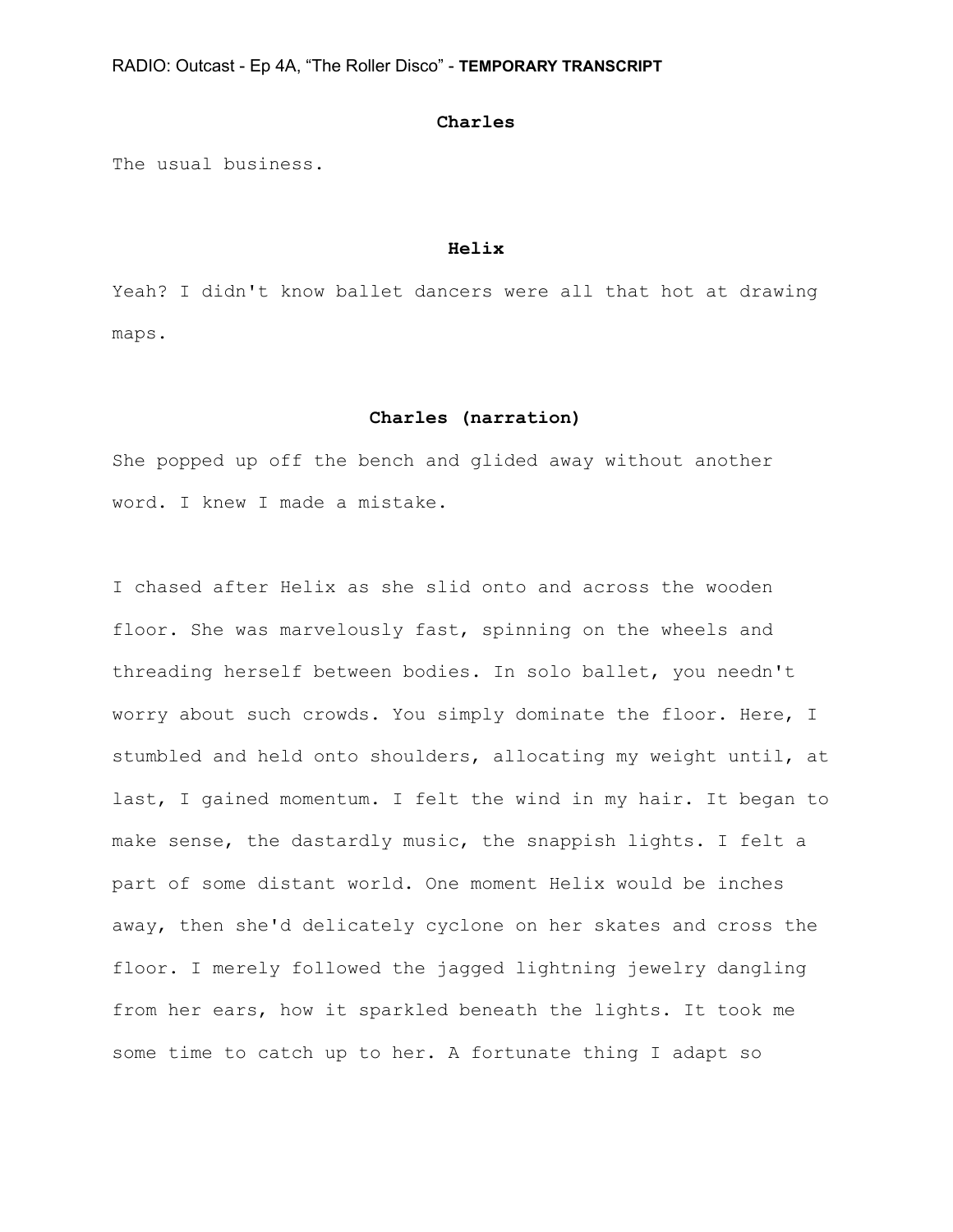**Charles**

The usual business.

**Helix**

Yeah? I didn't know ballet dancers were all that hot at drawing maps.

**Charles (narration)**

She popped up off the bench and glided away without another word. I knew I made a mistake.

I chased after Helix as she slid onto and across the wooden floor. She was marvelously fast, spinning on the wheels and threading herself between bodies. In solo ballet, you needn't worry about such crowds. You simply dominate the floor. Here, I stumbled and held onto shoulders, allocating my weight until, at last, I gained momentum. I felt the wind in my hair. It began to make sense, the dastardly music, the snappish lights. I felt a part of some distant world. One moment Helix would be inches away, then she'd delicately cyclone on her skates and cross the floor. I merely followed the jagged lightning jewelry dangling from her ears, how it sparkled beneath the lights. It took me some time to catch up to her. A fortunate thing I adapt so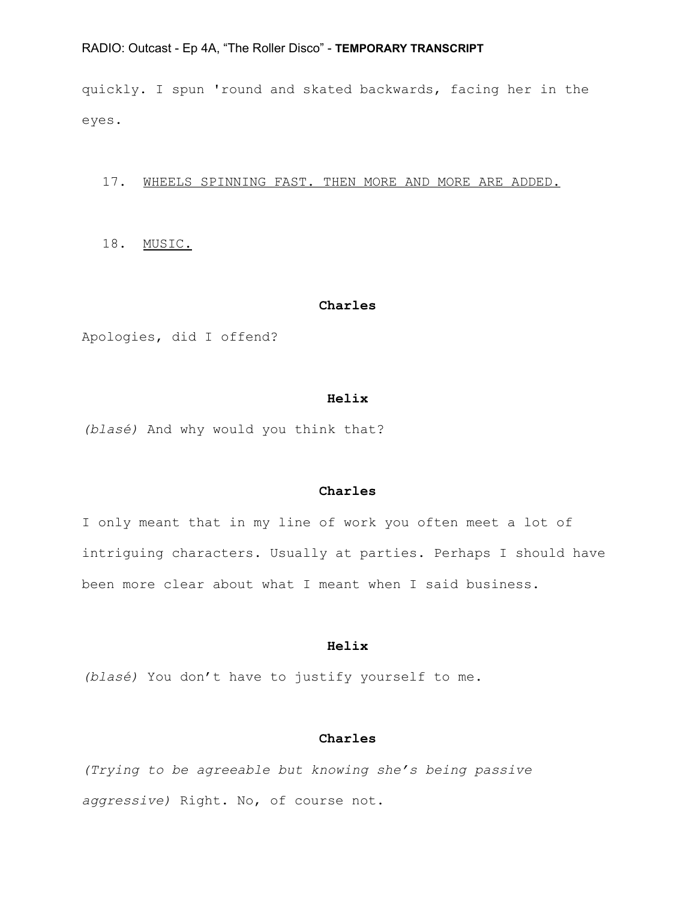quickly. I spun 'round and skated backwards, facing her in the eyes.

17. <u>WHEELS SPINNING FAST. THEN MORE AND MORE ARE ADDED.</u>

18. <u>MUSIC.</u>

**Charles**

Apologies, did I offend?

**Helix**

*(blasé)* And why would you think that?

**Charles**

I only meant that in my line of work you often meet a lot of intriguing characters. Usually at parties. Perhaps I should have been more clear about what I meant when I said business.

**Helix**

*(blasé)* You don't have to justify yourself to me.

**Charles**

*(Trying to be agreeable but knowing she's being passive aggressive)* Right. No, of course not.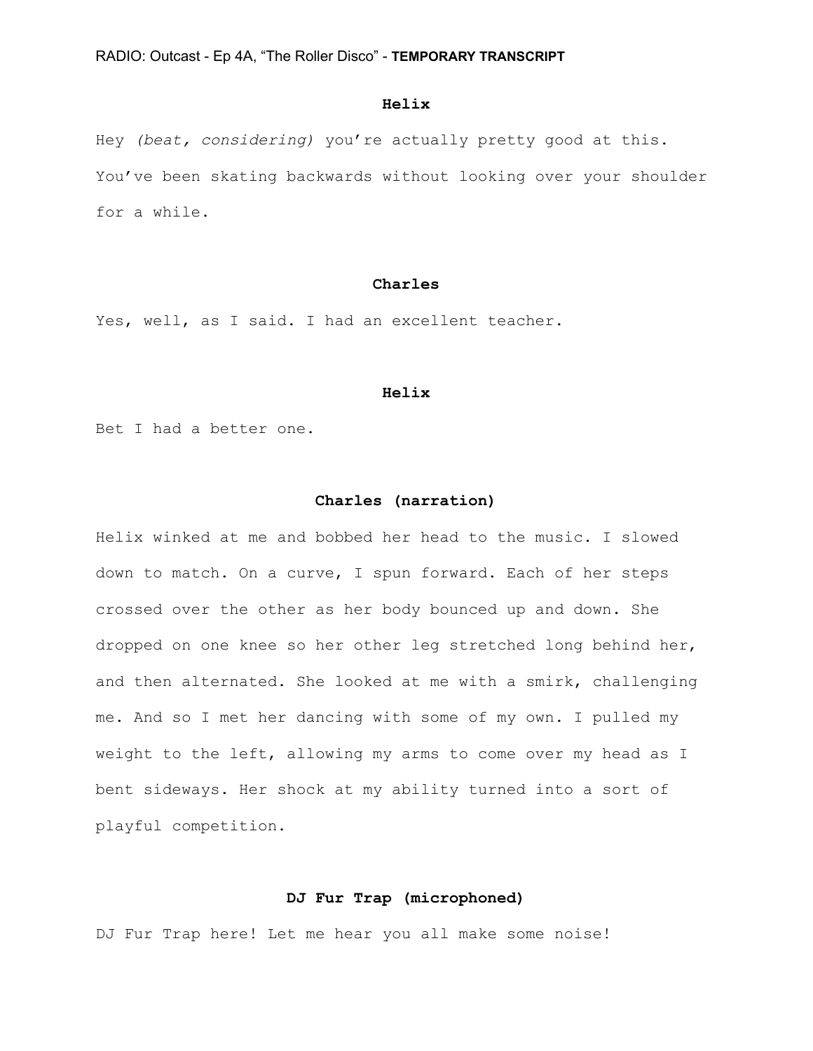**Helix**

Hey *(beat, considering)* you're actually pretty good at this. You've been skating backwards without looking over your shoulder for a while.

**Charles**

Yes, well, as I said. I had an excellent teacher.

**Helix**

Bet I had a better one.

**Charles (narration)**

Helix winked at me and bobbed her head to the music. I slowed down to match. On a curve, I spun forward. Each of her steps crossed over the other as her body bounced up and down. She dropped on one knee so her other leg stretched long behind her, and then alternated. She looked at me with a smirk, challenging me. And so I met her dancing with some of my own. I pulled my weight to the left, allowing my arms to come over my head as I bent sideways. Her shock at my ability turned into a sort of playful competition.

**DJ Fur Trap (microphoned)**

DJ Fur Trap here! Let me hear you all make some noise!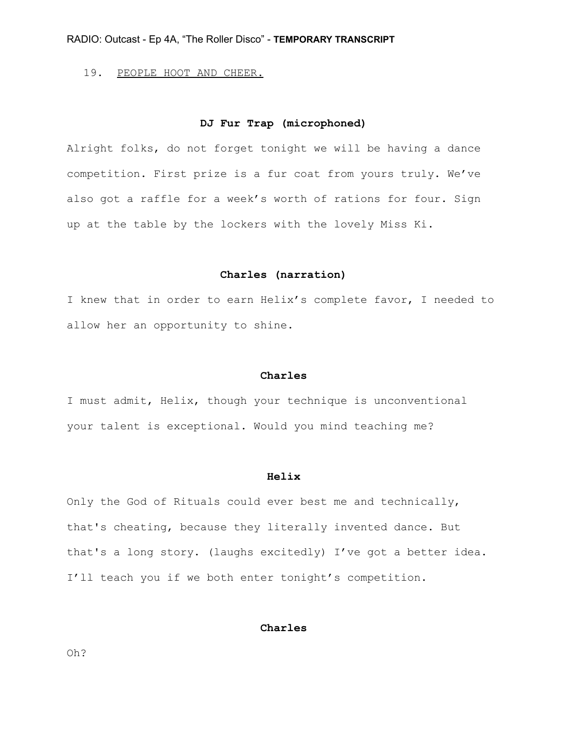19. PEOPLE HOOT AND CHEER.

**DJ Fur Trap (microphoned)**

Alright folks, do not forget tonight we will be having a dance competition. First prize is a fur coat from yours truly. We've also got a raffle for a week's worth of rations for four. Sign up at the table by the lockers with the lovely Miss Ki.

**Charles (narration)**

I knew that in order to earn Helix's complete favor, I needed to allow her an opportunity to shine.

**Charles**

I must admit, Helix, though your technique is unconventional your talent is exceptional. Would you mind teaching me?

**Helix**

Only the God of Rituals could ever best me and technically, that's cheating, because they literally invented dance. But that's a long story. (laughs excitedly) I've got a better idea. I'll teach you if we both enter tonight's competition.

**Charles**

Oh?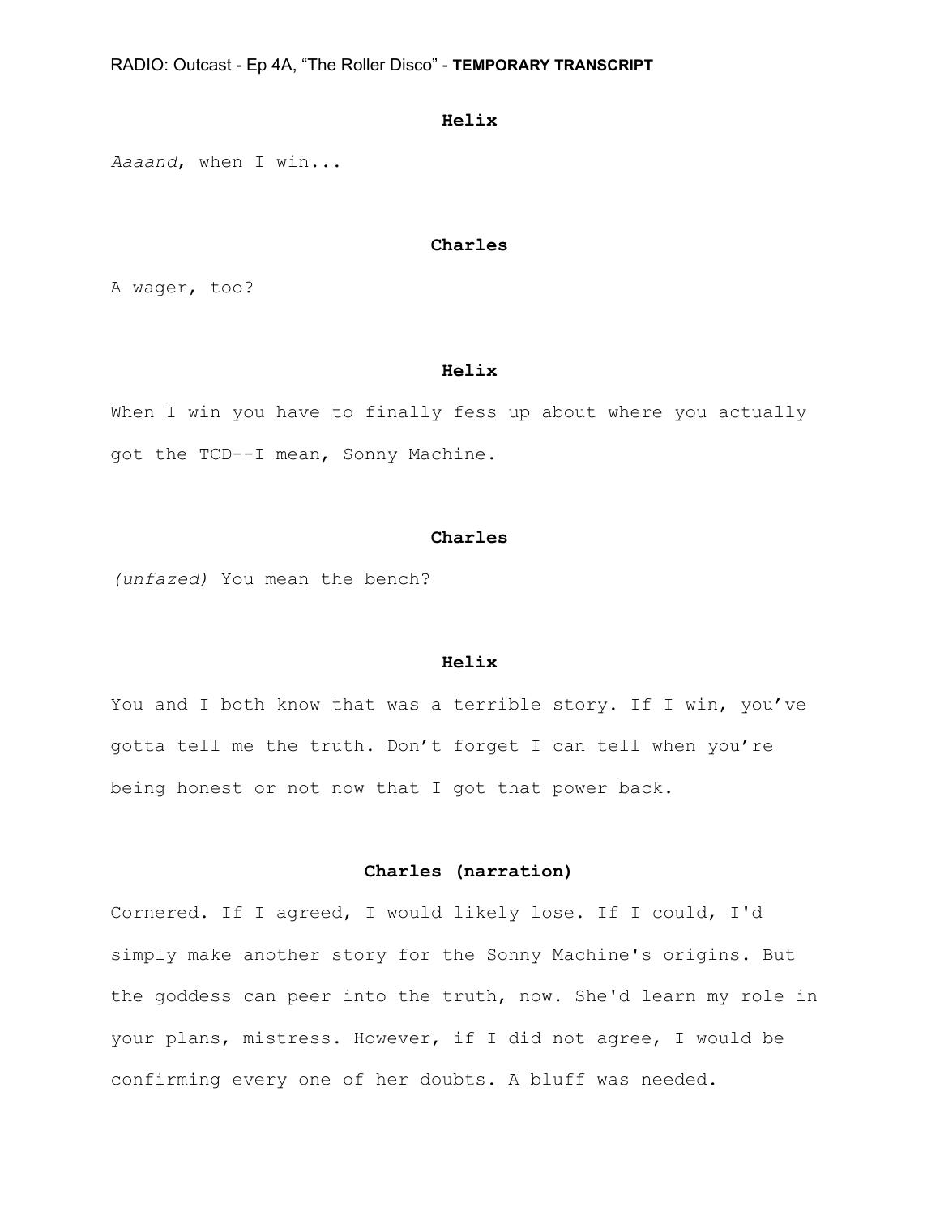**Helix**

*Aaaand*, when I win...

**Charles**

A wager, too?

**Helix**

When I win you have to finally fess up about where you actually got the TCD--I mean, Sonny Machine.

**Charles**

*(unfazed)* You mean the bench?

**Helix**

You and I both know that was a terrible story. If I win, you've gotta tell me the truth. Don't forget I can tell when you're being honest or not now that I got that power back.

**Charles (narration)**

Cornered. If I agreed, I would likely lose. If I could, I'd simply make another story for the Sonny Machine's origins. But the goddess can peer into the truth, now. She'd learn my role in your plans, mistress. However, if I did not agree, I would be confirming every one of her doubts. A bluff was needed.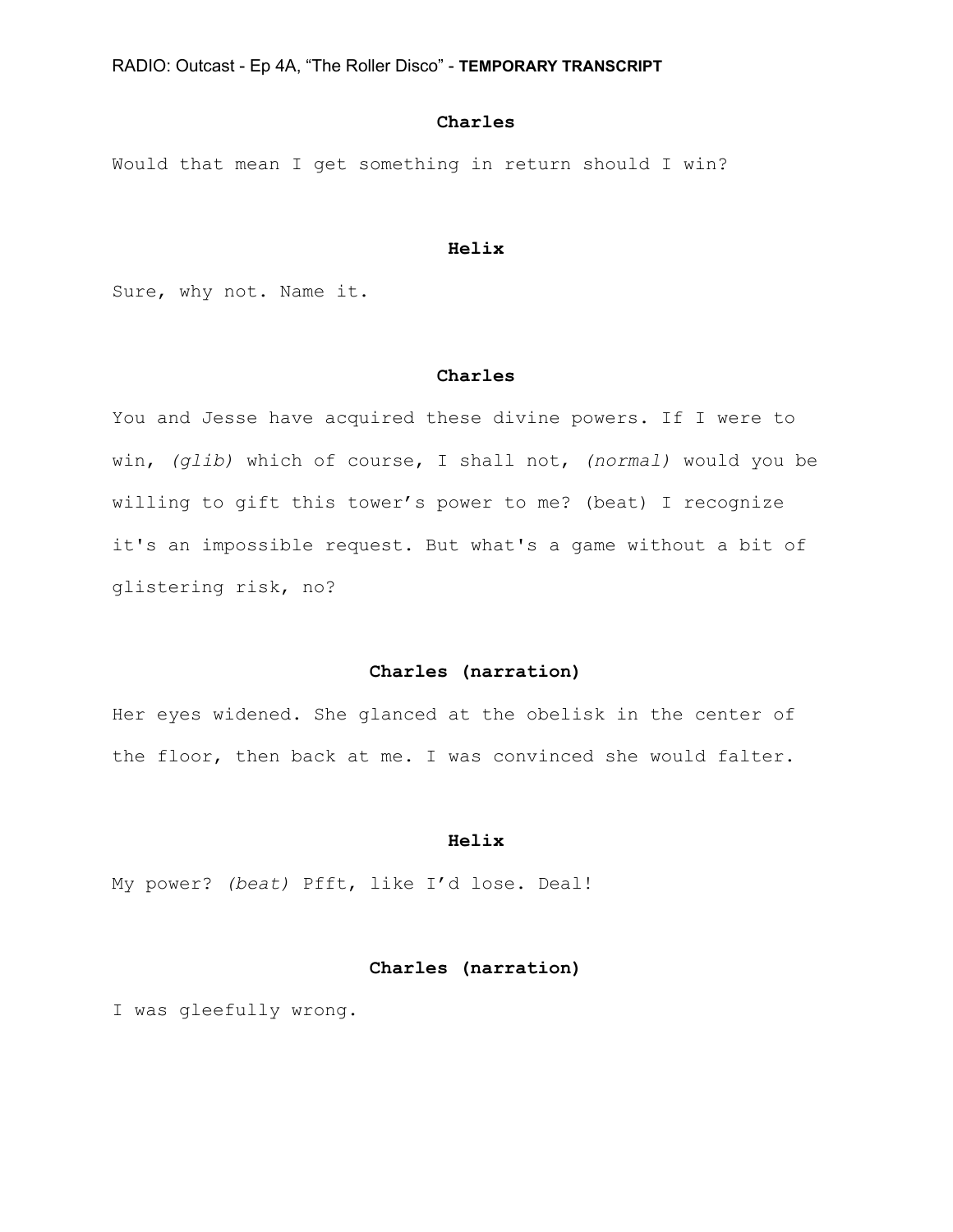**Charles**

Would that mean I get something in return should I win?

**Helix**

Sure, why not. Name it.

**Charles**

You and Jesse have acquired these divine powers. If I were to win, *(glib)* which of course, I shall not, *(normal)* would you be willing to gift this tower's power to me? (beat) I recognize it's an impossible request. But what's a game without a bit of glistering risk, no?

**Charles (narration)**

Her eyes widened. She glanced at the obelisk in the center of the floor, then back at me. I was convinced she would falter.

**Helix**

My power? *(beat)* Pfft, like I'd lose. Deal!

**Charles (narration)**

I was gleefully wrong.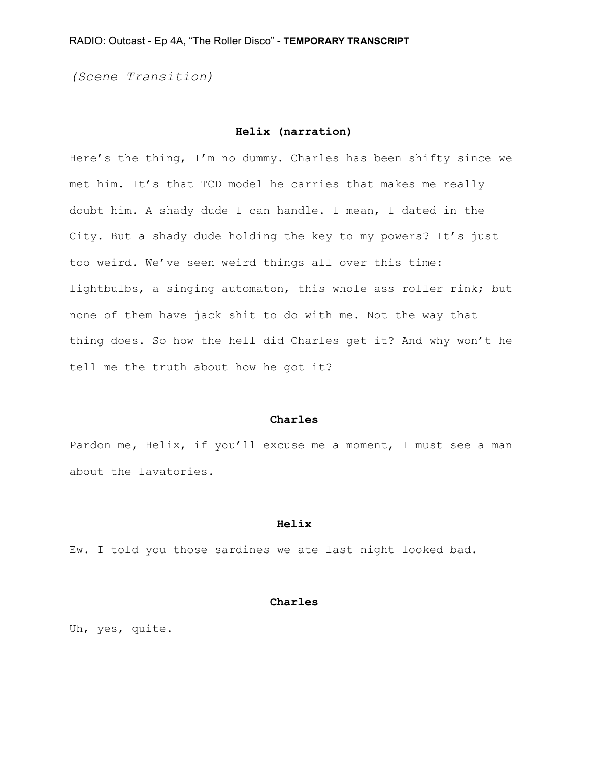*(Scene Transition)*

**Helix (narration)**

Here's the thing, I'm no dummy. Charles has been shifty since we met him. It's that TCD model he carries that makes me really doubt him. A shady dude I can handle. I mean, I dated in the City. But a shady dude holding the key to my powers? It's just too weird. We've seen weird things all over this time: lightbulbs, a singing automaton, this whole ass roller rink; but none of them have jack shit to do with me. Not the way that thing does. So how the hell did Charles get it? And why won't he tell me the truth about how he got it?

**Charles**

Pardon me, Helix, if you'll excuse me a moment, I must see a man about the lavatories.

**Helix**

Ew. I told you those sardines we ate last night looked bad.

**Charles**

Uh, yes, quite.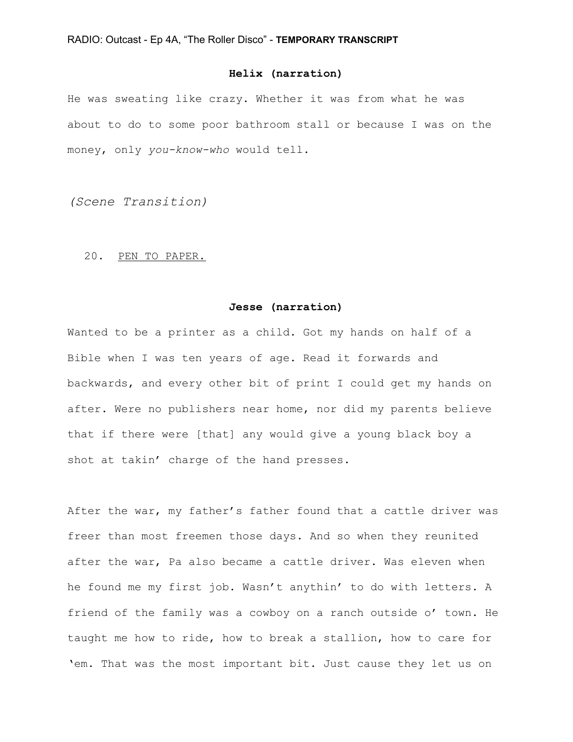**Helix (narration)**

He was sweating like crazy. Whether it was from what he was about to do to some poor bathroom stall or because I was on the money, only *you-know-who* would tell.

*(Scene Transition)*

20. PEN TO PAPER.

**Jesse (narration)**

Wanted to be a printer as a child. Got my hands on half of a Bible when I was ten years of age. Read it forwards and backwards, and every other bit of print I could get my hands on after. Were no publishers near home, nor did my parents believe that if there were [that] any would give a young black boy a shot at takin' charge of the hand presses.

After the war, my father's father found that a cattle driver was freer than most freemen those days. And so when they reunited after the war, Pa also became a cattle driver. Was eleven when he found me my first job. Wasn't anythin' to do with letters. A friend of the family was a cowboy on a ranch outside o' town. He taught me how to ride, how to break a stallion, how to care for 'em. That was the most important bit. Just cause they let us on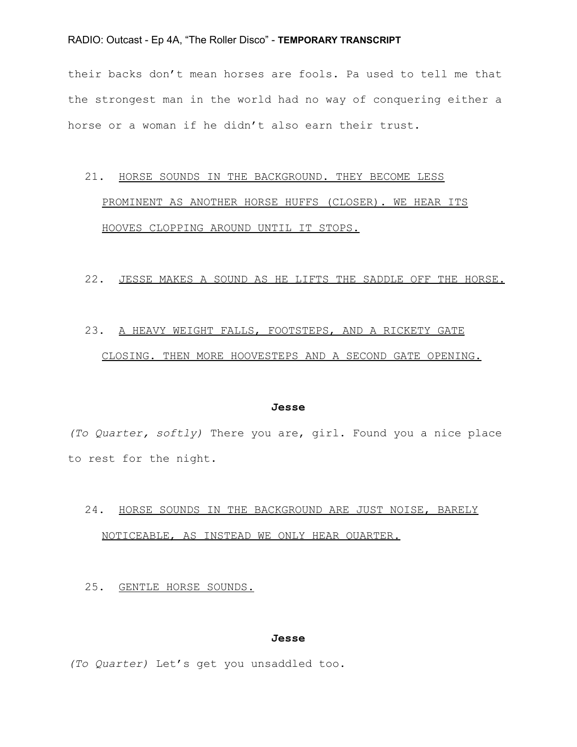their backs don't mean horses are fools. Pa used to tell me that the strongest man in the world had no way of conquering either a horse or a woman if he didn't also earn their trust.

21. <u>HORSE SOUNDS IN THE BACKGROUND. THEY BECOME LESS PROMINENT AS ANOTHER HORSE HUFFS (CLOSER). WE HEAR ITS HOOVES CLOPPING AROUND UNTIL IT STOPS.</u>

22. <u>JESSE MAKES A SOUND AS HE LIFTS THE SADDLE OFF THE HORSE.</u>

23. <u>A HEAVY WEIGHT FALLS, FOOTSTEPS, AND A RICKETY GATE CLOSING. THEN MORE HOOVESTEPS AND A SECOND GATE OPENING.</u>

**Jesse**

*(To Quarter, softly)* There you are, girl. Found you a nice place to rest for the night.

24. <u>HORSE SOUNDS IN THE BACKGROUND ARE JUST NOISE, BARELY NOTICEABLE, AS INSTEAD WE ONLY HEAR QUARTER.</u>

25. <u>GENTLE HORSE SOUNDS.</u>

**Jesse**

*(To Quarter)* Let's get you unsaddled too.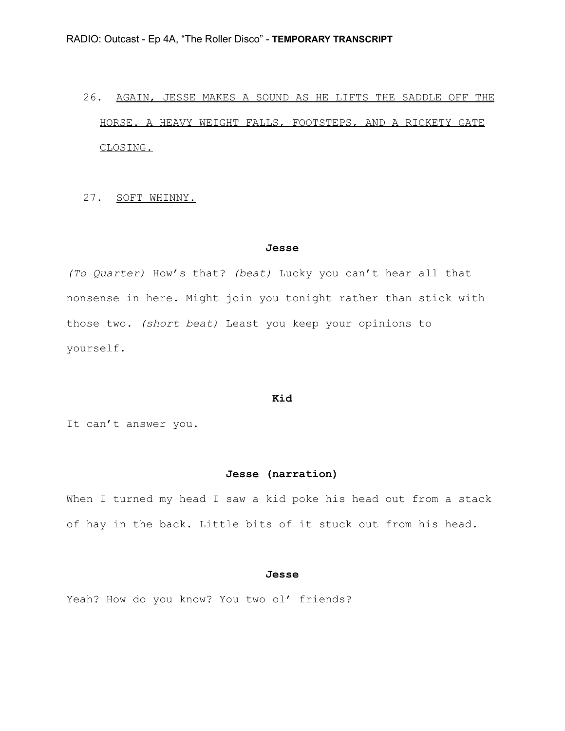26. <u>AGAIN, JESSE MAKES A SOUND AS HE LIFTS THE SADDLE OFF THE HORSE. A HEAVY WEIGHT FALLS, FOOTSTEPS, AND A RICKETY GATE CLOSING.</u>

27. <u>SOFT WHINNY.</u>

**Jesse**

*(To Quarter)* How's that? *(beat)* Lucky you can't hear all that nonsense in here. Might join you tonight rather than stick with those two. *(short beat)* Least you keep your opinions to yourself.

**Kid**

It can't answer you.

**Jesse (narration)**

When I turned my head I saw a kid poke his head out from a stack of hay in the back. Little bits of it stuck out from his head.

**Jesse**

Yeah? How do you know? You two ol' friends?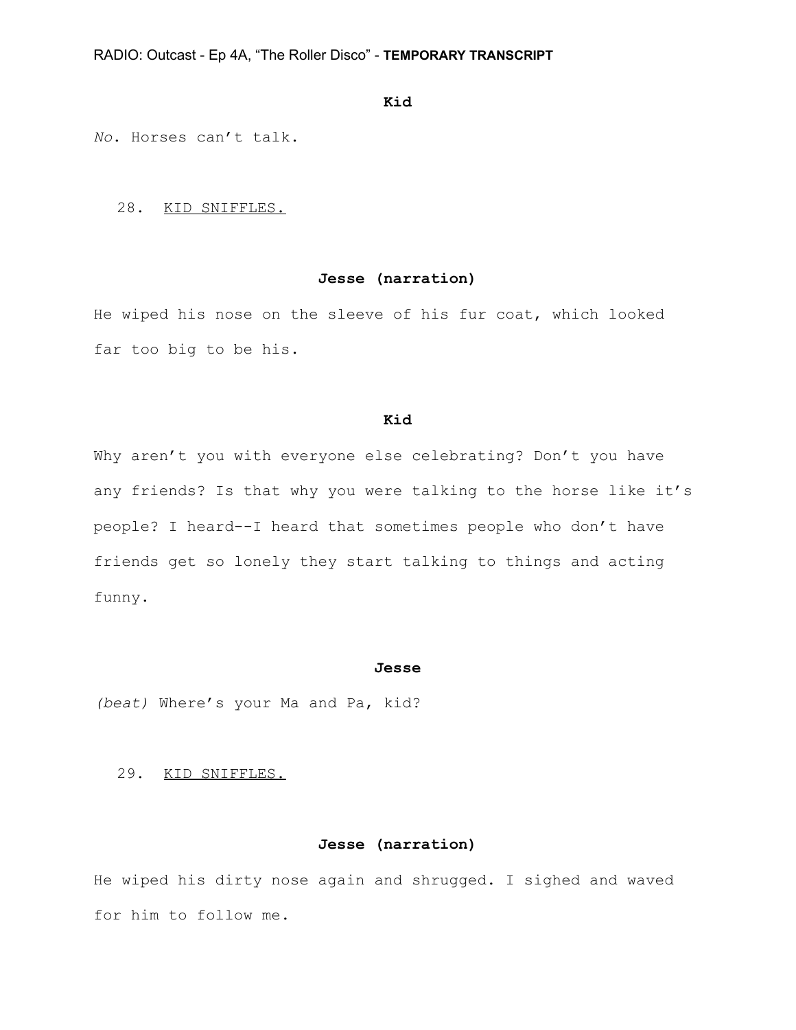**Kid**

*No*. Horses can't talk.

28. <u>KID SNIFFLES.</u>

**Jesse (narration)**

He wiped his nose on the sleeve of his fur coat, which looked far too big to be his.

**Kid**

Why aren't you with everyone else celebrating? Don't you have any friends? Is that why you were talking to the horse like it's people? I heard--I heard that sometimes people who don't have friends get so lonely they start talking to things and acting funny.

**Jesse**

*(beat)* Where's your Ma and Pa, kid?

29. <u>KID SNIFFLES.</u>

**Jesse (narration)**

He wiped his dirty nose again and shrugged. I sighed and waved for him to follow me.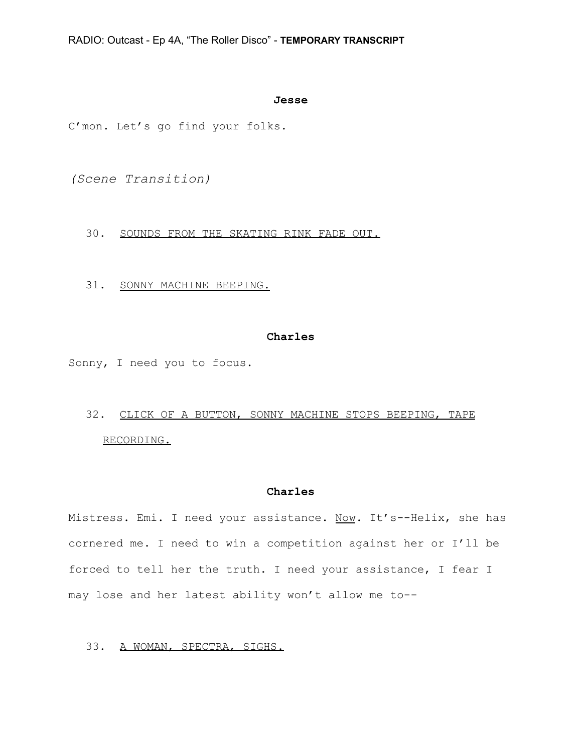**Jesse**

C'mon. Let's go find your folks.

*(Scene Transition)*

30. <u>SOUNDS FROM THE SKATING RINK FADE OUT.</u>

31. <u>SONNY MACHINE BEEPING.</u>

**Charles**

Sonny, I need you to focus.

32. <u>CLICK OF A BUTTON, SONNY MACHINE STOPS BEEPING, TAPE RECORDING.</u>

**Charles**

Mistress. Emi. I need your assistance. <u>Now</u>. It's--Helix, she has cornered me. I need to win a competition against her or I'll be forced to tell her the truth. I need your assistance, I fear I may lose and her latest ability won't allow me to--

33. <u>A WOMAN, SPECTRA, SIGHS.</u>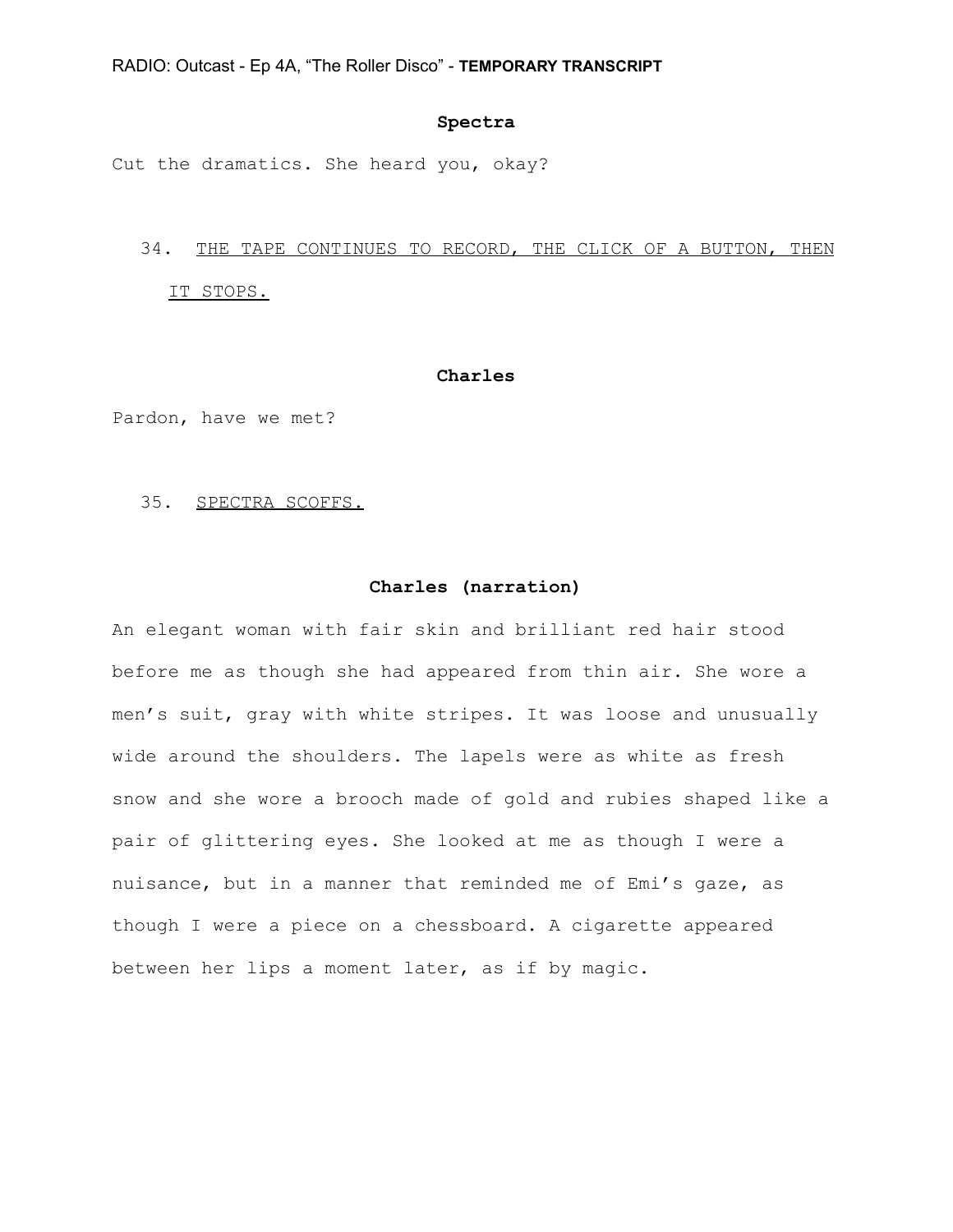**Spectra**

Cut the dramatics. She heard you, okay?

34. <u>THE TAPE CONTINUES TO RECORD, THE CLICK OF A BUTTON, THEN IT STOPS.</u>

**Charles**

Pardon, have we met?

35. <u>SPECTRA SCOFFS.</u>

**Charles (narration)**

An elegant woman with fair skin and brilliant red hair stood before me as though she had appeared from thin air. She wore a men’s suit, gray with white stripes. It was loose and unusually wide around the shoulders. The lapels were as white as fresh snow and she wore a brooch made of gold and rubies shaped like a pair of glittering eyes. She looked at me as though I were a nuisance, but in a manner that reminded me of Emi’s gaze, as though I were a piece on a chessboard. A cigarette appeared between her lips a moment later, as if by magic.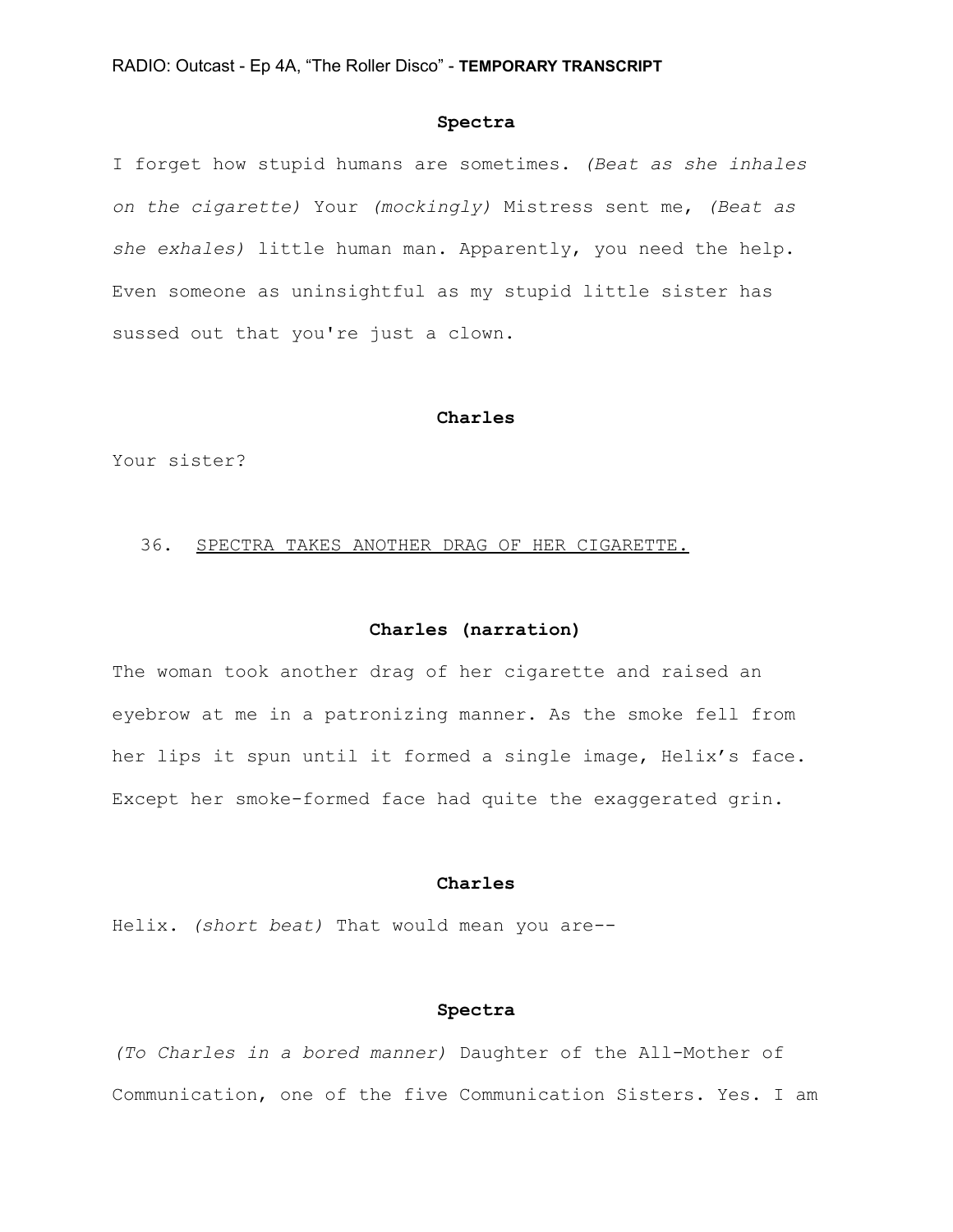**Spectra**

I forget how stupid humans are sometimes. *(Beat as she inhales on the cigarette)* Your *(mockingly)* Mistress sent me, *(Beat as she exhales)* little human man. Apparently, you need the help. Even someone as uninsightful as my stupid little sister has sussed out that you're just a clown.

**Charles**

Your sister?

36. SPECTRA TAKES ANOTHER DRAG OF HER CIGARETTE.

**Charles (narration)**

The woman took another drag of her cigarette and raised an eyebrow at me in a patronizing manner. As the smoke fell from her lips it spun until it formed a single image, Helix's face. Except her smoke-formed face had quite the exaggerated grin.

**Charles**

Helix. *(short beat)* That would mean you are--

**Spectra**

*(To Charles in a bored manner)* Daughter of the All-Mother of Communication, one of the five Communication Sisters. Yes. I am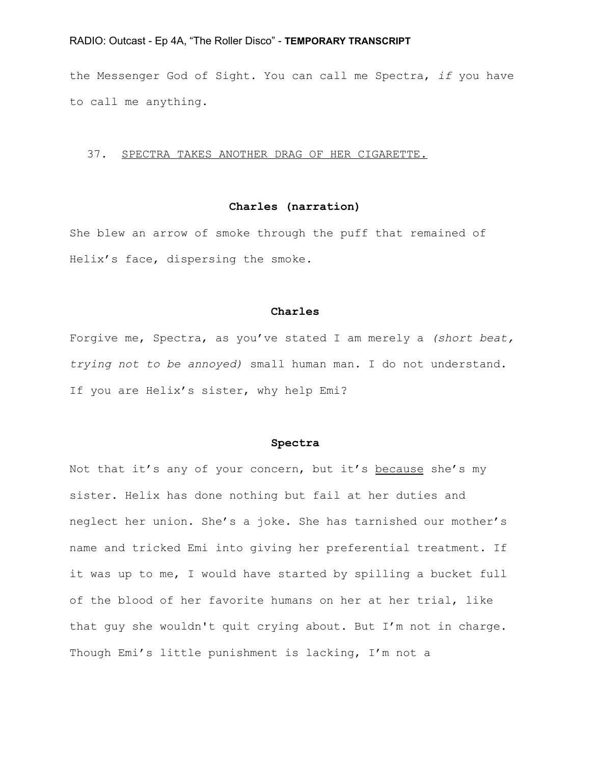the Messenger God of Sight. You can call me Spectra, *if* you have to call me anything.

37. <u>SPECTRA TAKES ANOTHER DRAG OF HER CIGARETTE.</u>

**Charles (narration)**

She blew an arrow of smoke through the puff that remained of Helix's face, dispersing the smoke.

**Charles**

Forgive me, Spectra, as you've stated I am merely a *(short beat, trying not to be annoyed)* small human man. I do not understand. If you are Helix's sister, why help Emi?

**Spectra**

Not that it's any of your concern, but it's <u>because</u> she's my sister. Helix has done nothing but fail at her duties and neglect her union. She's a joke. She has tarnished our mother's name and tricked Emi into giving her preferential treatment. If it was up to me, I would have started by spilling a bucket full of the blood of her favorite humans on her at her trial, like that guy she wouldn't quit crying about. But I'm not in charge. Though Emi's little punishment is lacking, I'm not a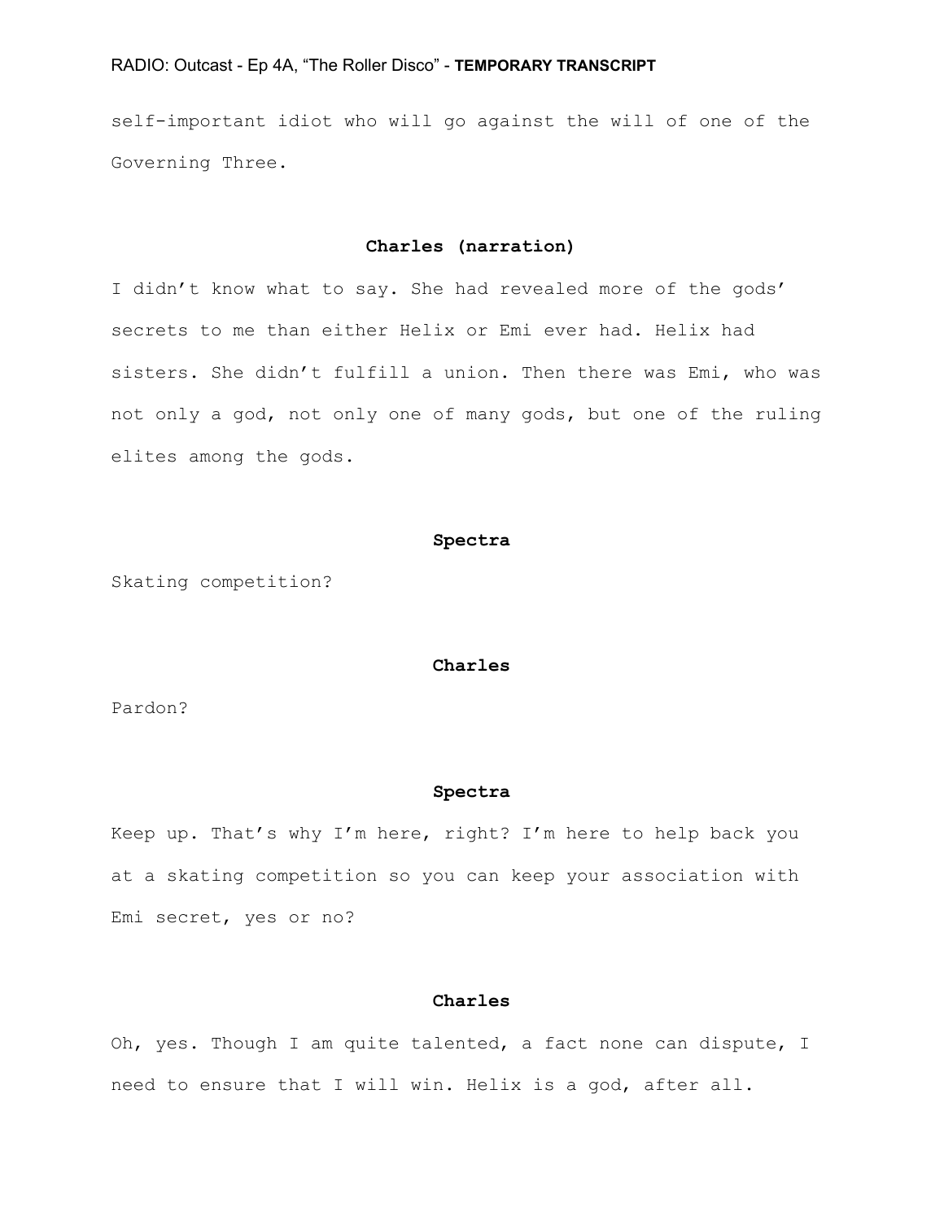self-important idiot who will go against the will of one of the Governing Three.

**Charles (narration)**

I didn't know what to say. She had revealed more of the gods' secrets to me than either Helix or Emi ever had. Helix had sisters. She didn't fulfill a union. Then there was Emi, who was not only a god, not only one of many gods, but one of the ruling elites among the gods.

**Spectra**

Skating competition?

**Charles**

Pardon?

**Spectra**

Keep up. That's why I'm here, right? I'm here to help back you at a skating competition so you can keep your association with Emi secret, yes or no?

**Charles**

Oh, yes. Though I am quite talented, a fact none can dispute, I need to ensure that I will win. Helix is a god, after all.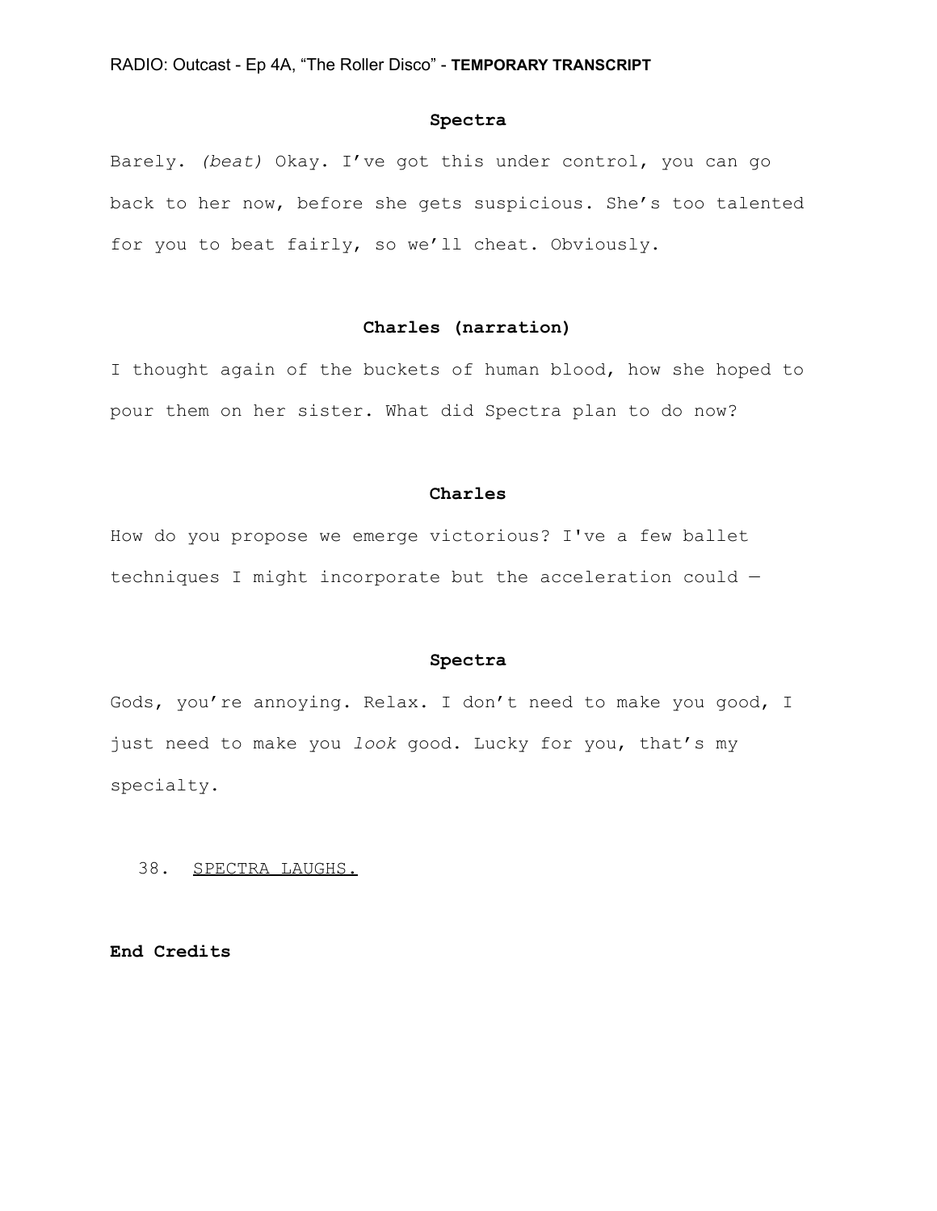**Spectra**

Barely. *(beat)* Okay. I’ve got this under control, you can go back to her now, before she gets suspicious. She’s too talented for you to beat fairly, so we’ll cheat. Obviously.

**Charles (narration)**

I thought again of the buckets of human blood, how she hoped to pour them on her sister. What did Spectra plan to do now?

**Charles**

How do you propose we emerge victorious? I've a few ballet techniques I might incorporate but the acceleration could —

**Spectra**

Gods, you’re annoying. Relax. I don’t need to make you good, I just need to make you *look* good. Lucky for you, that’s my specialty.

38. <u>SPECTRA LAUGHS.</u>

**End Credits**